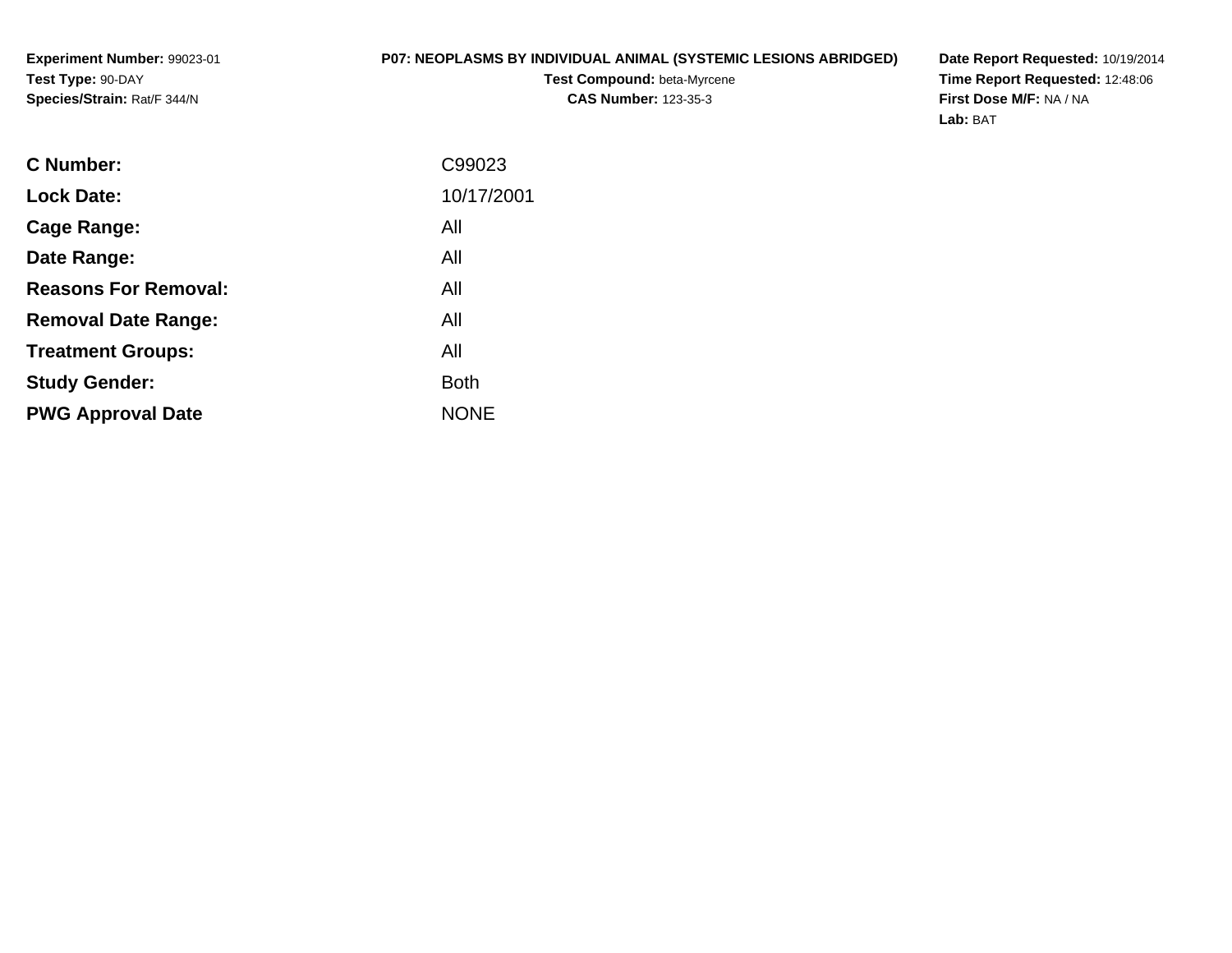**Experiment Number:** 99023-01
**Test Type:** 90-DAY
**Species/Strain:** Rat/F 344/N

**P07: NEOPLASMS BY INDIVIDUAL ANIMAL (SYSTEMIC LESIONS ABRIDGED)**
**Test Compound:** beta-Myrcene
**CAS Number:** 123-35-3

**Date Report Requested:** 10/19/2014
**Time Report Requested:** 12:48:06
**First Dose M/F:** NA / NA
**Lab:** BAT

| | |
|---|---|
| **C Number:** | C99023 |
| **Lock Date:** | 10/17/2001 |
| **Cage Range:** | All |
| **Date Range:** | All |
| **Reasons For Removal:** | All |
| **Removal Date Range:** | All |
| **Treatment Groups:** | All |
| **Study Gender:** | Both |
| **PWG Approval Date** | NONE |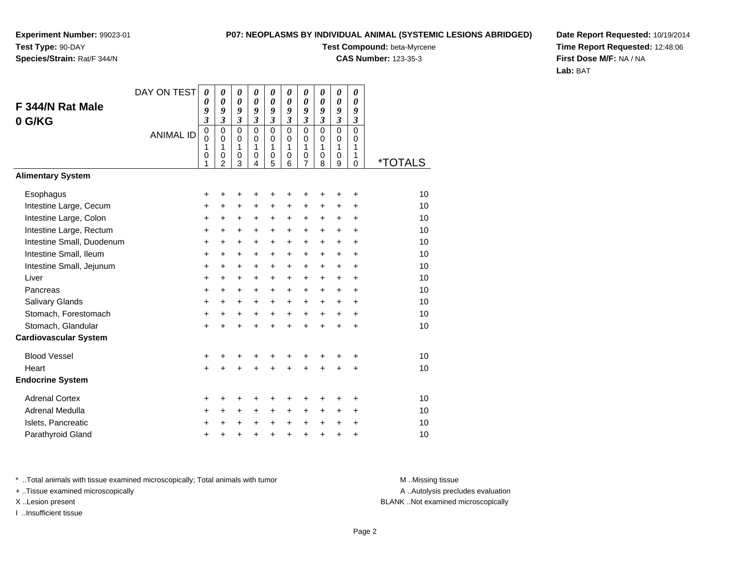**Experiment Number:** 99023-01
**Test Type:** 90-DAY
**Species/Strain:** Rat/F 344/N

**P07: NEOPLASMS BY INDIVIDUAL ANIMAL (SYSTEMIC LESIONS ABRIDGED)**
**Test Compound:** beta-Myrcene
**CAS Number:** 123-35-3

**Date Report Requested:** 10/19/2014
**Time Report Requested:** 12:48:06
**First Dose M/F:** NA / NA
**Lab:** BAT

## F 344/N Rat Male
## 0 G/KG

| DAY ON TEST | 0093 | 0093 | 0093 | 0093 | 0093 | 0093 | 0093 | 0093 | 0093 | 0093 | |
|---|---|---|---|---|---|---|---|---|---|---|---|
| ANIMAL ID | 00101 | 00102 | 00103 | 00104 | 00105 | 00106 | 00107 | 00108 | 00109 | 00110 | *TOTALS |
| **Alimentary System** | | | | | | | | | | | |
| Esophagus | + | + | + | + | + | + | + | + | + | + | 10 |
| Intestine Large, Cecum | + | + | + | + | + | + | + | + | + | + | 10 |
| Intestine Large, Colon | + | + | + | + | + | + | + | + | + | + | 10 |
| Intestine Large, Rectum | + | + | + | + | + | + | + | + | + | + | 10 |
| Intestine Small, Duodenum | + | + | + | + | + | + | + | + | + | + | 10 |
| Intestine Small, Ileum | + | + | + | + | + | + | + | + | + | + | 10 |
| Intestine Small, Jejunum | + | + | + | + | + | + | + | + | + | + | 10 |
| Liver | + | + | + | + | + | + | + | + | + | + | 10 |
| Pancreas | + | + | + | + | + | + | + | + | + | + | 10 |
| Salivary Glands | + | + | + | + | + | + | + | + | + | + | 10 |
| Stomach, Forestomach | + | + | + | + | + | + | + | + | + | + | 10 |
| Stomach, Glandular | + | + | + | + | + | + | + | + | + | + | 10 |
| **Cardiovascular System** | | | | | | | | | | | |
| Blood Vessel | + | + | + | + | + | + | + | + | + | + | 10 |
| Heart | + | + | + | + | + | + | + | + | + | + | 10 |
| **Endocrine System** | | | | | | | | | | | |
| Adrenal Cortex | + | + | + | + | + | + | + | + | + | + | 10 |
| Adrenal Medulla | + | + | + | + | + | + | + | + | + | + | 10 |
| Islets, Pancreatic | + | + | + | + | + | + | + | + | + | + | 10 |
| Parathyroid Gland | + | + | + | + | + | + | + | + | + | + | 10 |

* ..Total animals with tissue examined microscopically; Total animals with tumor
+ ..Tissue examined microscopically
X ..Lesion present
I ..Insufficient tissue

M ..Missing tissue
A ..Autolysis precludes evaluation
BLANK ..Not examined microscopically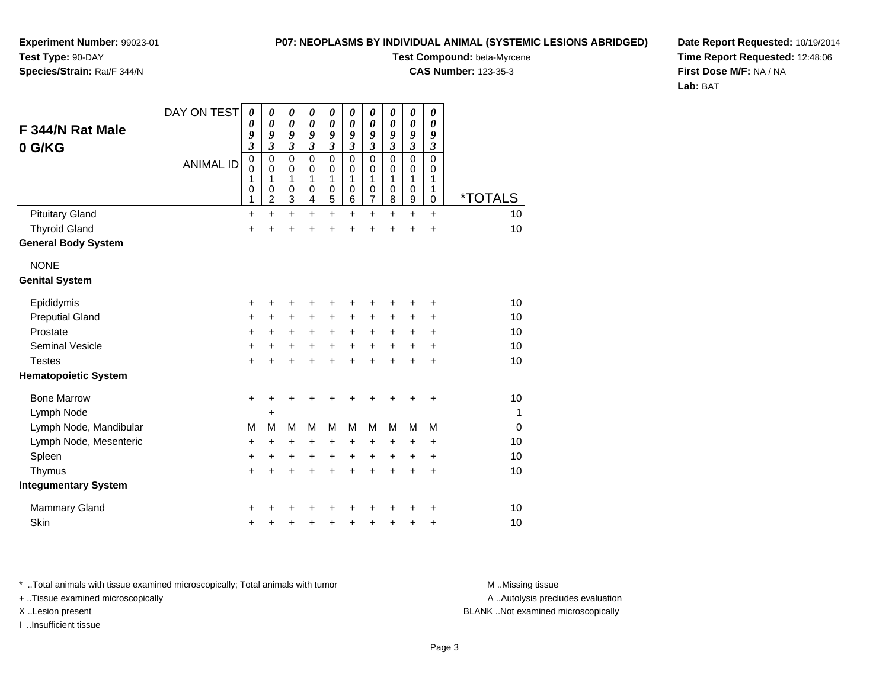**Experiment Number:** 99023-01
**Test Type:** 90-DAY
**Species/Strain:** Rat/F 344/N

**P07: NEOPLASMS BY INDIVIDUAL ANIMAL (SYSTEMIC LESIONS ABRIDGED)**
**Test Compound:** beta-Myrcene
**CAS Number:** 123-35-3

**Date Report Requested:** 10/19/2014
**Time Report Requested:** 12:48:06
**First Dose M/F:** NA / NA
**Lab:** BAT

## F 344/N Rat Male
## 0 G/KG

| DAY ON TEST | 0093 | 0093 | 0093 | 0093 | 0093 | 0093 | 0093 | 0093 | 0093 | 0093 | |
|---|---|---|---|---|---|---|---|---|---|---|---|
| ANIMAL ID | 00101 | 00102 | 00103 | 00104 | 00105 | 00106 | 00107 | 00108 | 00109 | 00110 | *TOTALS |
| Pituitary Gland | + | + | + | + | + | + | + | + | + | + | 10 |
| Thyroid Gland | + | + | + | + | + | + | + | + | + | + | 10 |
| **General Body System** | | | | | | | | | | | |
| NONE | | | | | | | | | | | |
| **Genital System** | | | | | | | | | | | |
| Epididymis | + | + | + | + | + | + | + | + | + | + | 10 |
| Preputial Gland | + | + | + | + | + | + | + | + | + | + | 10 |
| Prostate | + | + | + | + | + | + | + | + | + | + | 10 |
| Seminal Vesicle | + | + | + | + | + | + | + | + | + | + | 10 |
| Testes | + | + | + | + | + | + | + | + | + | + | 10 |
| **Hematopoietic System** | | | | | | | | | | | |
| Bone Marrow | + | + | + | + | + | + | + | + | + | + | 10 |
| Lymph Node | | + | | | | | | | | | 1 |
| Lymph Node, Mandibular | M | M | M | M | M | M | M | M | M | M | 0 |
| Lymph Node, Mesenteric | + | + | + | + | + | + | + | + | + | + | 10 |
| Spleen | + | + | + | + | + | + | + | + | + | + | 10 |
| Thymus | + | + | + | + | + | + | + | + | + | + | 10 |
| **Integumentary System** | | | | | | | | | | | |
| Mammary Gland | + | + | + | + | + | + | + | + | + | + | 10 |
| Skin | + | + | + | + | + | + | + | + | + | + | 10 |

\* ..Total animals with tissue examined microscopically; Total animals with tumor
+ ..Tissue examined microscopically
X ..Lesion present
I ..Insufficient tissue

M ..Missing tissue
A ..Autolysis precludes evaluation
BLANK ..Not examined microscopically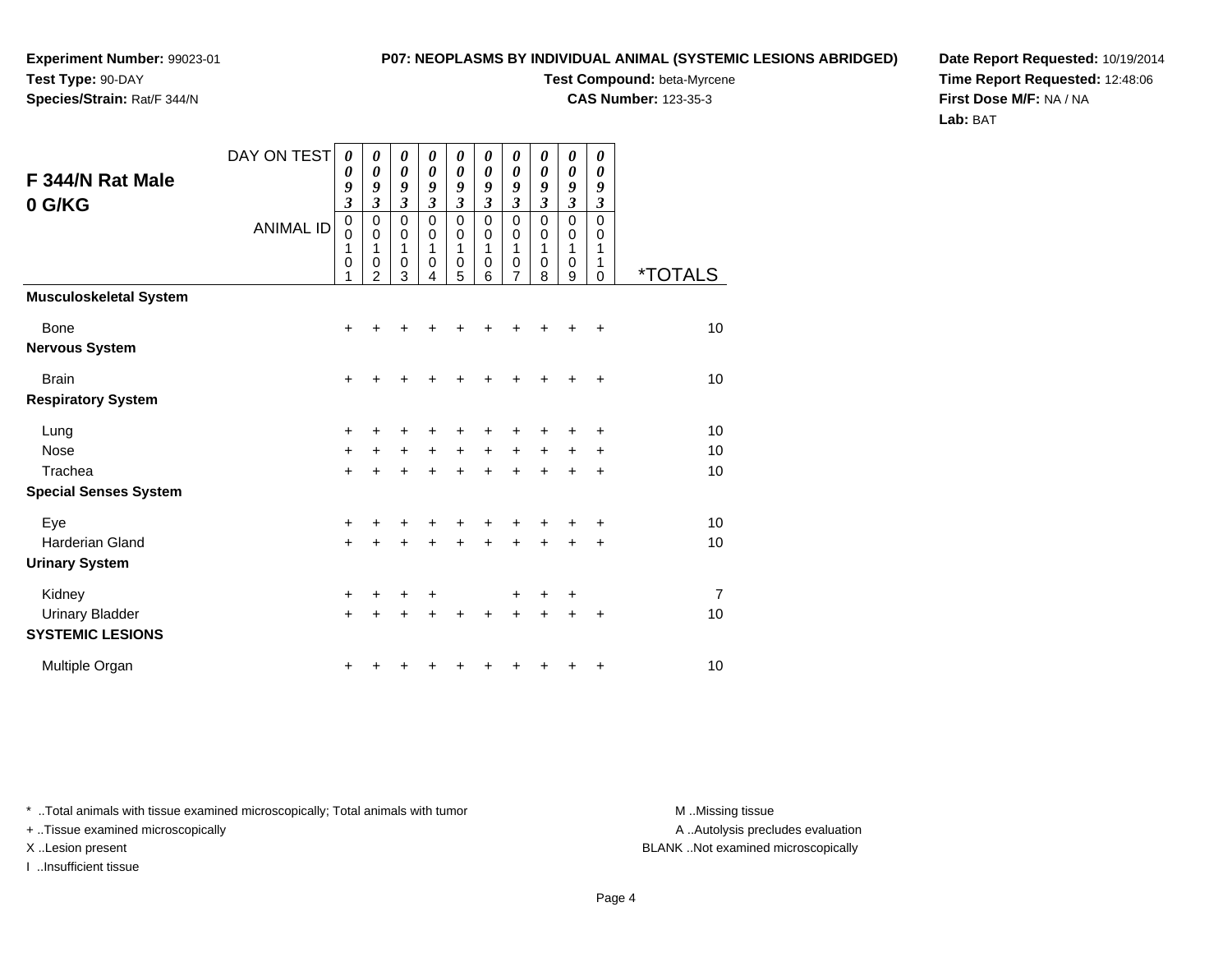**Experiment Number:** 99023-01
**Test Type:** 90-DAY
**Species/Strain:** Rat/F 344/N

**P07: NEOPLASMS BY INDIVIDUAL ANIMAL (SYSTEMIC LESIONS ABRIDGED)**
**Test Compound:** beta-Myrcene
**CAS Number:** 123-35-3

**Date Report Requested:** 10/19/2014
**Time Report Requested:** 12:48:06
**First Dose M/F:** NA / NA
**Lab:** BAT

## F 344/N Rat Male
## 0 G/KG

| DAY ON TEST | 0093 | 0093 | 0093 | 0093 | 0093 | 0093 | 0093 | 0093 | 0093 | 0093 | |
|---|---|---|---|---|---|---|---|---|---|---|---|
| ANIMAL ID | 00101 | 00102 | 00103 | 00104 | 00105 | 00106 | 00107 | 00108 | 00109 | 00110 | *TOTALS |
| **Musculoskeletal System** | | | | | | | | | | | |
| Bone | + | + | + | + | + | + | + | + | + | + | 10 |
| **Nervous System** | | | | | | | | | | | |
| Brain | + | + | + | + | + | + | + | + | + | + | 10 |
| **Respiratory System** | | | | | | | | | | | |
| Lung | + | + | + | + | + | + | + | + | + | + | 10 |
| Nose | + | + | + | + | + | + | + | + | + | + | 10 |
| Trachea | + | + | + | + | + | + | + | + | + | + | 10 |
| **Special Senses System** | | | | | | | | | | | |
| Eye | + | + | + | + | + | + | + | + | + | + | 10 |
| Harderian Gland | + | + | + | + | + | + | + | + | + | + | 10 |
| **Urinary System** | | | | | | | | | | | |
| Kidney | + | + | + | + | | | + | + | + | | 7 |
| Urinary Bladder | + | + | + | + | + | + | + | + | + | + | 10 |
| **SYSTEMIC LESIONS** | | | | | | | | | | | |
| Multiple Organ | + | + | + | + | + | + | + | + | + | + | 10 |

\* ..Total animals with tissue examined microscopically; Total animals with tumor
+ ..Tissue examined microscopically
X ..Lesion present
I ..Insufficient tissue

M ..Missing tissue
A ..Autolysis precludes evaluation
BLANK ..Not examined microscopically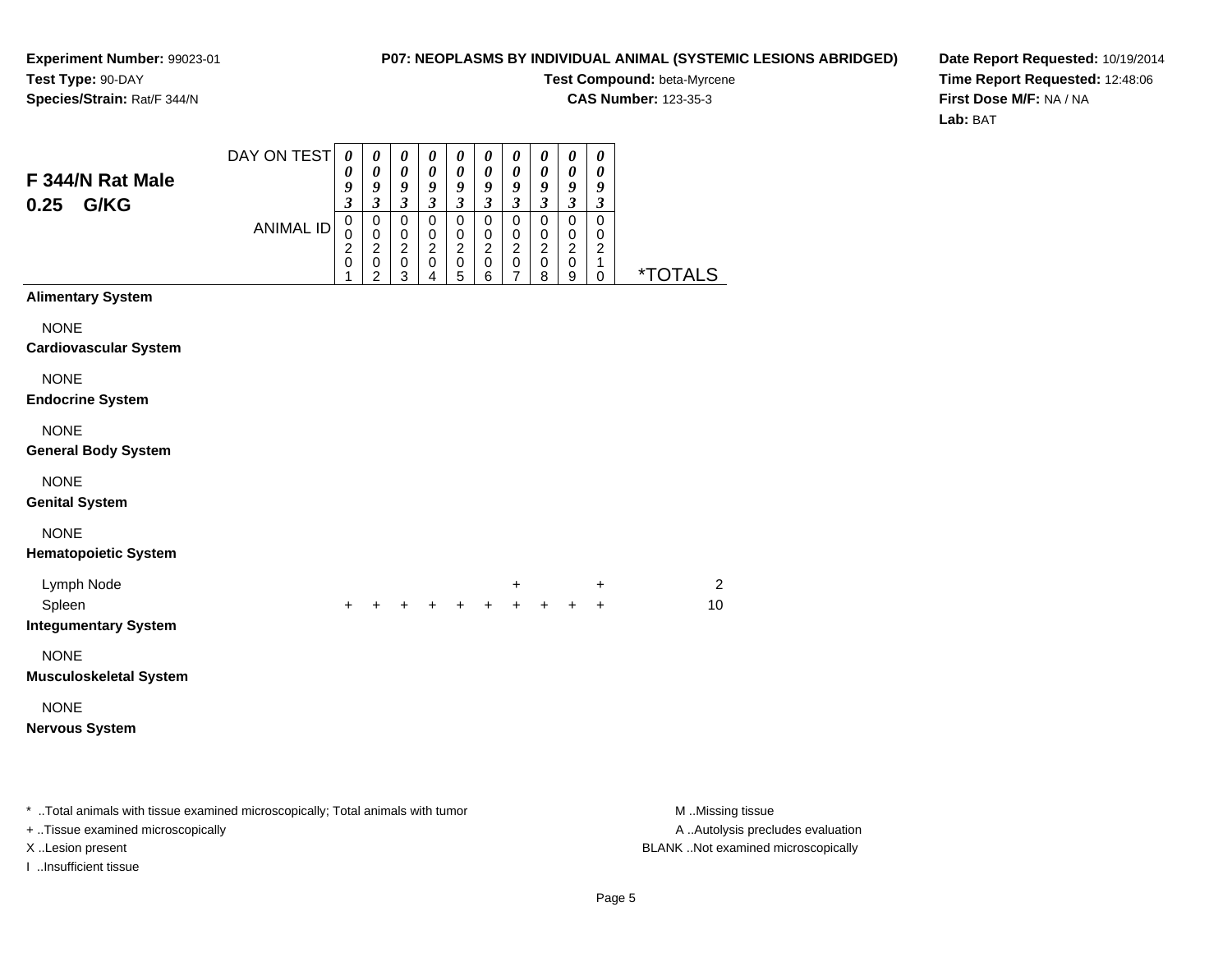**Experiment Number:** 99023-01
**Test Type:** 90-DAY
**Species/Strain:** Rat/F 344/N

**P07: NEOPLASMS BY INDIVIDUAL ANIMAL (SYSTEMIC LESIONS ABRIDGED)**
**Test Compound:** beta-Myrcene
**CAS Number:** 123-35-3

**Date Report Requested:** 10/19/2014
**Time Report Requested:** 12:48:06
**First Dose M/F:** NA / NA
**Lab:** BAT

## F 344/N Rat Male
## 0.25 G/KG

| DAY ON TEST | 0093 | 0093 | 0093 | 0093 | 0093 | 0093 | 0093 | 0093 | 0093 | 0093 | |
|---|---|---|---|---|---|---|---|---|---|---|---|
| ANIMAL ID | 00201 | 00202 | 00203 | 00204 | 00205 | 00206 | 00207 | 00208 | 00209 | 00210 | *TOTALS |
| **Alimentary System** | | | | | | | | | | | |
| NONE | | | | | | | | | | | |
| **Cardiovascular System** | | | | | | | | | | | |
| NONE | | | | | | | | | | | |
| **Endocrine System** | | | | | | | | | | | |
| NONE | | | | | | | | | | | |
| **General Body System** | | | | | | | | | | | |
| NONE | | | | | | | | | | | |
| **Genital System** | | | | | | | | | | | |
| NONE | | | | | | | | | | | |
| **Hematopoietic System** | | | | | | | | | | | |
| Lymph Node | | | | | | | + | | | + | 2 |
| Spleen | + | + | + | + | + | + | + | + | + | + | 10 |
| **Integumentary System** | | | | | | | | | | | |
| NONE | | | | | | | | | | | |
| **Musculoskeletal System** | | | | | | | | | | | |
| NONE | | | | | | | | | | | |
| **Nervous System** | | | | | | | | | | | |

* ..Total animals with tissue examined microscopically; Total animals with tumor
+ ..Tissue examined microscopically
X ..Lesion present
I ..Insufficient tissue

M ..Missing tissue
A ..Autolysis precludes evaluation
BLANK ..Not examined microscopically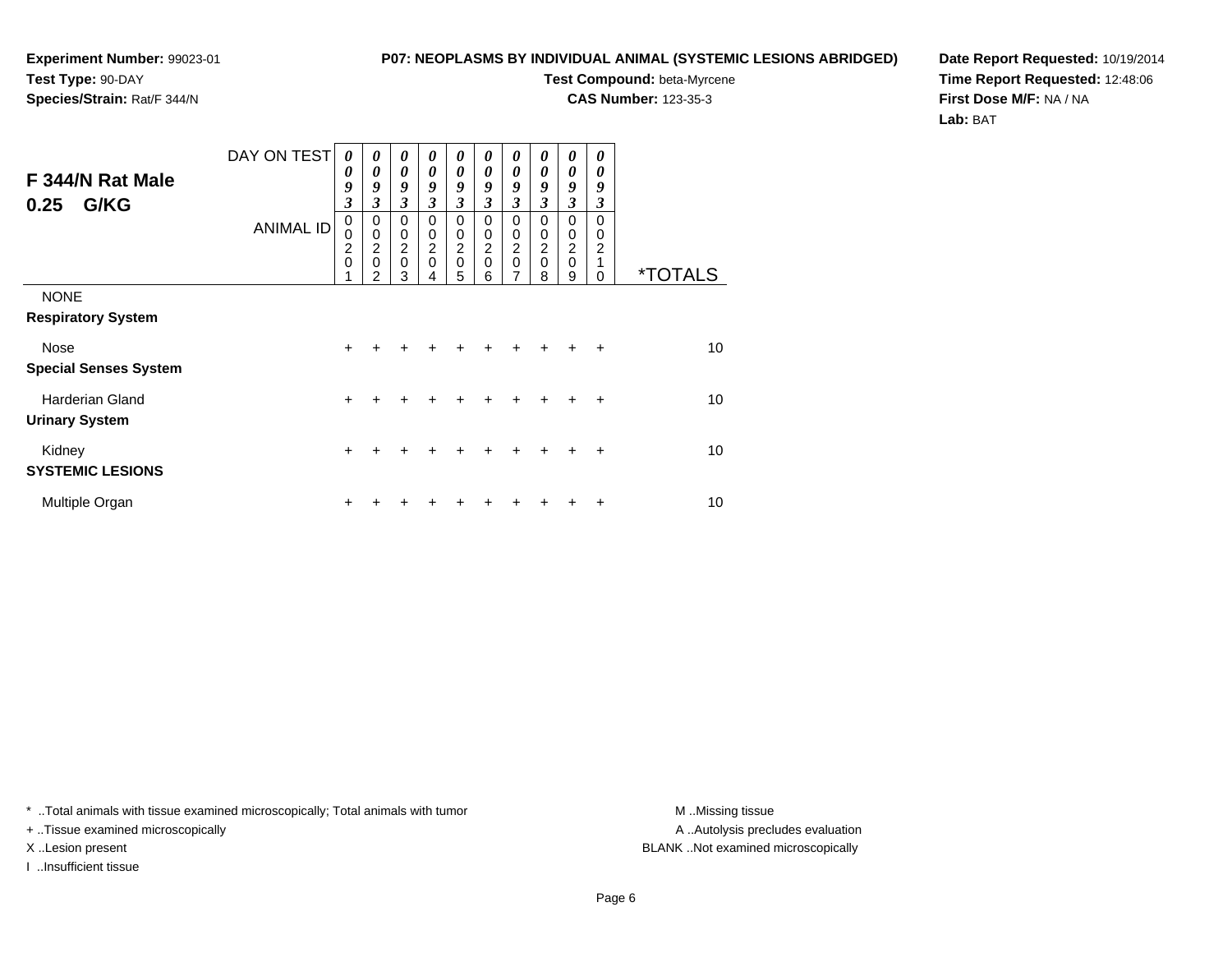**Experiment Number:** 99023-01
**Test Type:** 90-DAY
**Species/Strain:** Rat/F 344/N

**P07: NEOPLASMS BY INDIVIDUAL ANIMAL (SYSTEMIC LESIONS ABRIDGED)**
**Test Compound:** beta-Myrcene
**CAS Number:** 123-35-3

**Date Report Requested:** 10/19/2014
**Time Report Requested:** 12:48:06
**First Dose M/F:** NA / NA
**Lab:** BAT

## F 344/N Rat Male 0.25 G/KG

| DAY ON TEST | 0093 | 0093 | 0093 | 0093 | 0093 | 0093 | 0093 | 0093 | 0093 | 0093 | |
|---|---|---|---|---|---|---|---|---|---|---|---|
| ANIMAL ID | 00201 | 00202 | 00203 | 00204 | 00205 | 00206 | 00207 | 00208 | 00209 | 00210 | *TOTALS |
| NONE | | | | | | | | | | | |
| **Respiratory System** | | | | | | | | | | | |
| Nose | + | + | + | + | + | + | + | + | + | + | 10 |
| **Special Senses System** | | | | | | | | | | | |
| Harderian Gland | + | + | + | + | + | + | + | + | + | + | 10 |
| **Urinary System** | | | | | | | | | | | |
| Kidney | + | + | + | + | + | + | + | + | + | + | 10 |
| **SYSTEMIC LESIONS** | | | | | | | | | | | |
| Multiple Organ | + | + | + | + | + | + | + | + | + | + | 10 |

* ..Total animals with tissue examined microscopically; Total animals with tumor
+ ..Tissue examined microscopically
X ..Lesion present
I ..Insufficient tissue

M ..Missing tissue
A ..Autolysis precludes evaluation
BLANK ..Not examined microscopically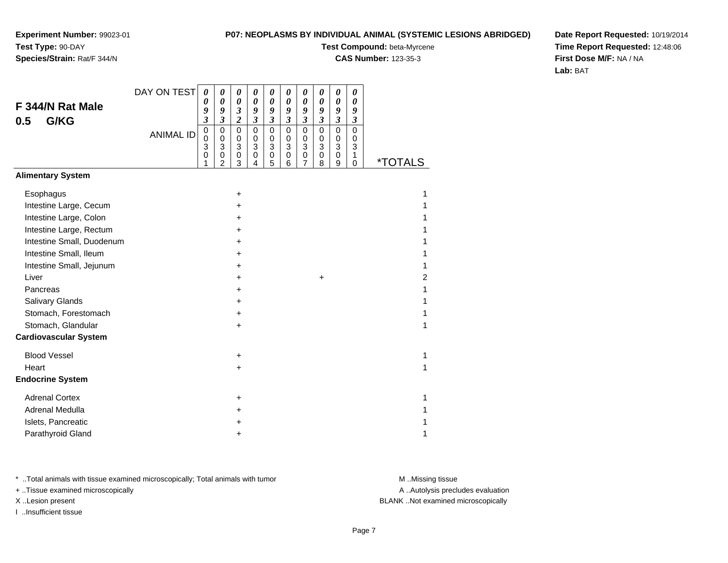**Experiment Number:** 99023-01
**Test Type:** 90-DAY
**Species/Strain:** Rat/F 344/N

**P07: NEOPLASMS BY INDIVIDUAL ANIMAL (SYSTEMIC LESIONS ABRIDGED)**
**Test Compound:** beta-Myrcene
**CAS Number:** 123-35-3

**Date Report Requested:** 10/19/2014
**Time Report Requested:** 12:48:06
**First Dose M/F:** NA / NA
**Lab:** BAT

## F 344/N Rat Male 0.5 G/KG

| DAY ON TEST | 0093 | 0093 | 0032 | 0093 | 0093 | 0093 | 0093 | 0093 | 0093 | 0093 | |
|---|---|---|---|---|---|---|---|---|---|---|---|
| ANIMAL ID | 00301 | 00302 | 00303 | 00304 | 00305 | 00306 | 00307 | 00308 | 00309 | 00310 | *TOTALS |
| **Alimentary System** | | | | | | | | | | | |
| Esophagus | | | + | | | | | | | | 1 |
| Intestine Large, Cecum | | | + | | | | | | | | 1 |
| Intestine Large, Colon | | | + | | | | | | | | 1 |
| Intestine Large, Rectum | | | + | | | | | | | | 1 |
| Intestine Small, Duodenum | | | + | | | | | | | | 1 |
| Intestine Small, Ileum | | | + | | | | | | | | 1 |
| Intestine Small, Jejunum | | | + | | | | | | | | 1 |
| Liver | | | + | | | | | + | | | 2 |
| Pancreas | | | + | | | | | | | | 1 |
| Salivary Glands | | | + | | | | | | | | 1 |
| Stomach, Forestomach | | | + | | | | | | | | 1 |
| Stomach, Glandular | | | + | | | | | | | | 1 |
| **Cardiovascular System** | | | | | | | | | | | |
| Blood Vessel | | | + | | | | | | | | 1 |
| Heart | | | + | | | | | | | | 1 |
| **Endocrine System** | | | | | | | | | | | |
| Adrenal Cortex | | | + | | | | | | | | 1 |
| Adrenal Medulla | | | + | | | | | | | | 1 |
| Islets, Pancreatic | | | + | | | | | | | | 1 |
| Parathyroid Gland | | | + | | | | | | | | 1 |

\* ..Total animals with tissue examined microscopically; Total animals with tumor
+ ..Tissue examined microscopically
X ..Lesion present
I ..Insufficient tissue

M ..Missing tissue
A ..Autolysis precludes evaluation
BLANK ..Not examined microscopically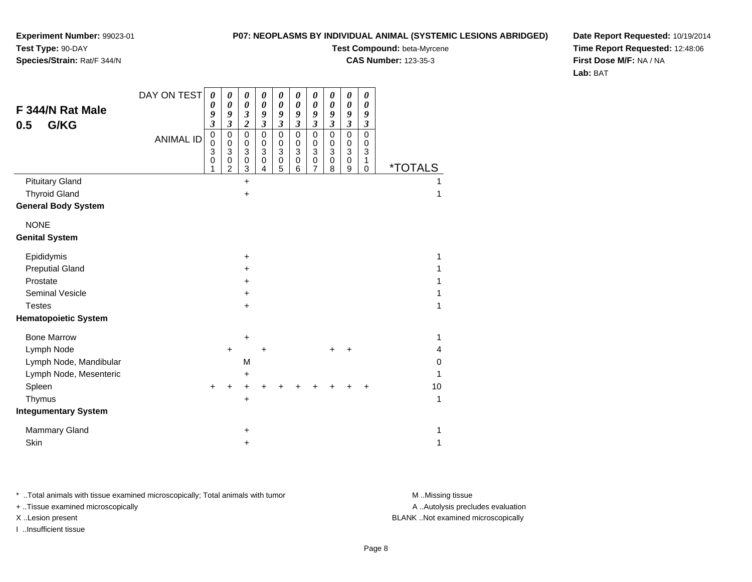**Experiment Number:** 99023-01
**Test Type:** 90-DAY
**Species/Strain:** Rat/F 344/N

**P07: NEOPLASMS BY INDIVIDUAL ANIMAL (SYSTEMIC LESIONS ABRIDGED)**
**Test Compound:** beta-Myrcene
**CAS Number:** 123-35-3

**Date Report Requested:** 10/19/2014
**Time Report Requested:** 12:48:06
**First Dose M/F:** NA / NA
**Lab:** BAT

## F 344/N Rat Male
## 0.5 G/KG

| DAY ON TEST | 0093 | 0093 | 0032 | 0093 | 0093 | 0093 | 0093 | 0093 | 0093 | 0093 | |
|---|---|---|---|---|---|---|---|---|---|---|---|
| ANIMAL ID | 00301 | 00302 | 00303 | 00304 | 00305 | 00306 | 00307 | 00308 | 00309 | 00310 | *TOTALS |
| Pituitary Gland | | | + | | | | | | | | 1 |
| Thyroid Gland | | | + | | | | | | | | 1 |
| **General Body System** | | | | | | | | | | | |
| NONE | | | | | | | | | | | |
| **Genital System** | | | | | | | | | | | |
| Epididymis | | | + | | | | | | | | 1 |
| Preputial Gland | | | + | | | | | | | | 1 |
| Prostate | | | + | | | | | | | | 1 |
| Seminal Vesicle | | | + | | | | | | | | 1 |
| Testes | | | + | | | | | | | | 1 |
| **Hematopoietic System** | | | | | | | | | | | |
| Bone Marrow | | | + | | | | | | | | 1 |
| Lymph Node | | + | | + | | | | + | + | | 4 |
| Lymph Node, Mandibular | | | M | | | | | | | | 0 |
| Lymph Node, Mesenteric | | | + | | | | | | | | 1 |
| Spleen | + | + | + | + | + | + | + | + | + | + | 10 |
| Thymus | | | + | | | | | | | | 1 |
| **Integumentary System** | | | | | | | | | | | |
| Mammary Gland | | | + | | | | | | | | 1 |
| Skin | | | + | | | | | | | | 1 |

* ..Total animals with tissue examined microscopically; Total animals with tumor
+ ..Tissue examined microscopically
X ..Lesion present
I ..Insufficient tissue

M ..Missing tissue
A ..Autolysis precludes evaluation
BLANK ..Not examined microscopically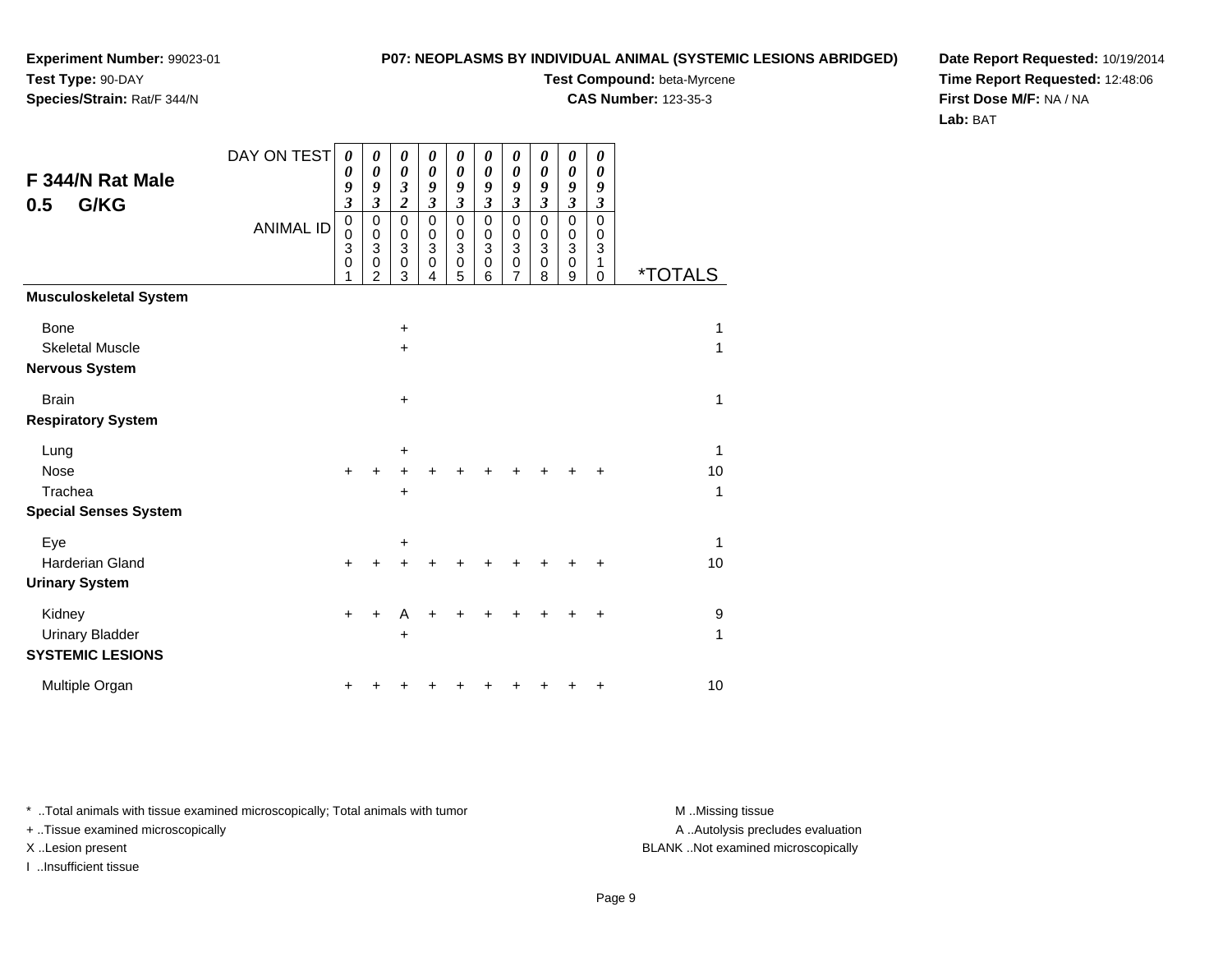**Experiment Number:** 99023-01
**Test Type:** 90-DAY
**Species/Strain:** Rat/F 344/N

**P07: NEOPLASMS BY INDIVIDUAL ANIMAL (SYSTEMIC LESIONS ABRIDGED)**
**Test Compound:** beta-Myrcene
**CAS Number:** 123-35-3

**Date Report Requested:** 10/19/2014
**Time Report Requested:** 12:48:06
**First Dose M/F:** NA / NA
**Lab:** BAT

## F 344/N Rat Male 0.5 G/KG

| DAY ON TEST | 0093 | 0093 | 0032 | 0093 | 0093 | 0093 | 0093 | 0093 | 0093 | 0093 | |
|---|---|---|---|---|---|---|---|---|---|---|---|
| **ANIMAL ID** | 00301 | 00302 | 00303 | 00304 | 00305 | 00306 | 00307 | 00308 | 00309 | 00310 | ***TOTALS** |
| **Musculoskeletal System** | | | | | | | | | | | |
| Bone | | | + | | | | | | | | 1 |
| Skeletal Muscle | | | + | | | | | | | | 1 |
| **Nervous System** | | | | | | | | | | | |
| Brain | | | + | | | | | | | | 1 |
| **Respiratory System** | | | | | | | | | | | |
| Lung | | | + | | | | | | | | 1 |
| Nose | + | + | + | + | + | + | + | + | + | + | 10 |
| Trachea | | | + | | | | | | | | 1 |
| **Special Senses System** | | | | | | | | | | | |
| Eye | | | + | | | | | | | | 1 |
| Harderian Gland | + | + | + | + | + | + | + | + | + | + | 10 |
| **Urinary System** | | | | | | | | | | | |
| Kidney | + | + | A | + | + | + | + | + | + | + | 9 |
| Urinary Bladder | | | + | | | | | | | | 1 |
| **SYSTEMIC LESIONS** | | | | | | | | | | | |
| Multiple Organ | + | + | + | + | + | + | + | + | + | + | 10 |

* ..Total animals with tissue examined microscopically; Total animals with tumor
+ ..Tissue examined microscopically
X ..Lesion present
I ..Insufficient tissue

M ..Missing tissue
A ..Autolysis precludes evaluation
BLANK ..Not examined microscopically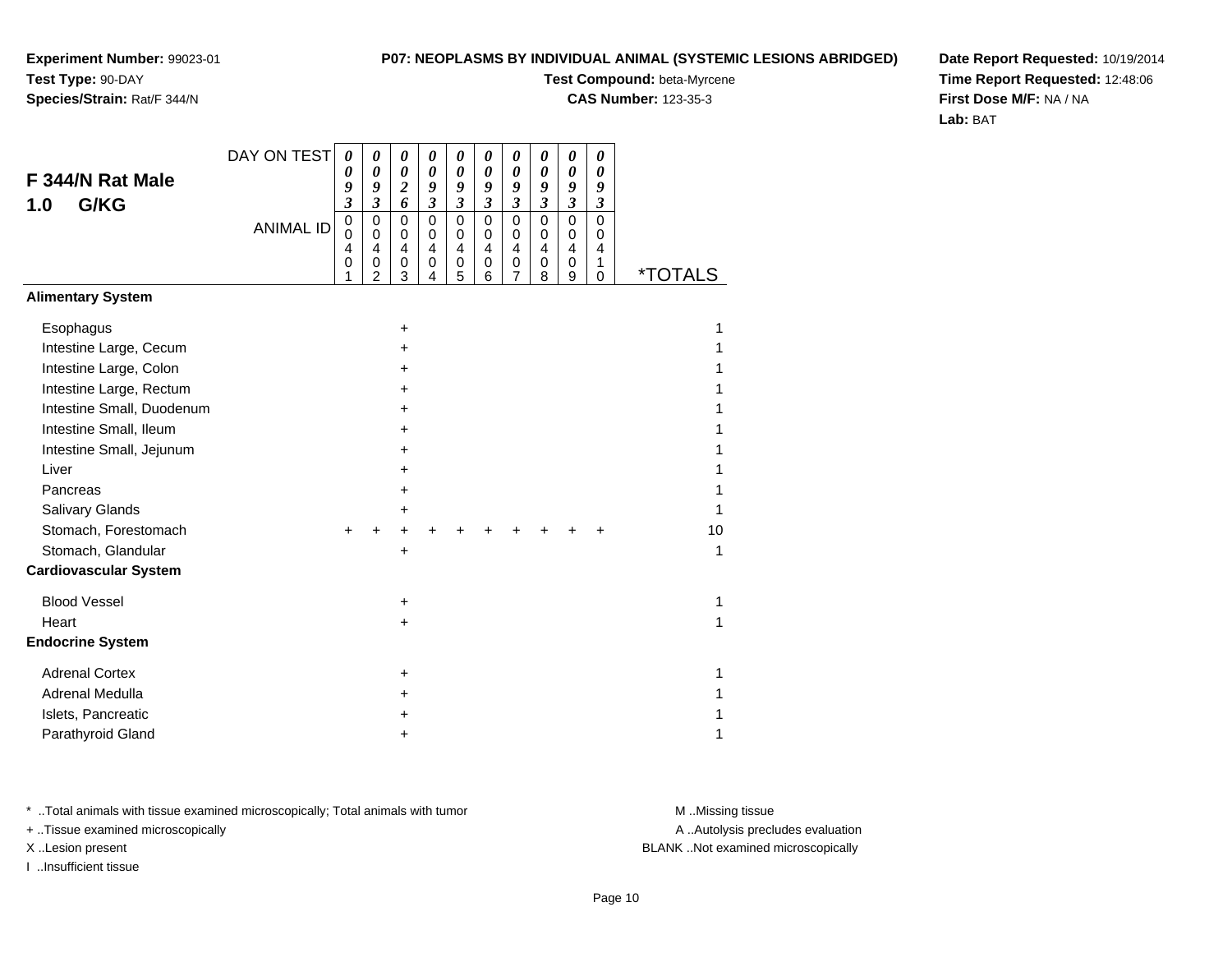**Experiment Number:** 99023-01
**Test Type:** 90-DAY
**Species/Strain:** Rat/F 344/N

**P07: NEOPLASMS BY INDIVIDUAL ANIMAL (SYSTEMIC LESIONS ABRIDGED)**
**Test Compound:** beta-Myrcene
**CAS Number:** 123-35-3

**Date Report Requested:** 10/19/2014
**Time Report Requested:** 12:48:06
**First Dose M/F:** NA / NA
**Lab:** BAT

## F 344/N Rat Male
## 1.0 G/KG

| DAY ON TEST | 0093 | 0093 | 0026 | 0093 | 0093 | 0093 | 0093 | 0093 | 0093 | 0093 | |
|---|---|---|---|---|---|---|---|---|---|---|---|
| **ANIMAL ID** | 00401 | 00402 | 00403 | 00404 | 00405 | 00406 | 00407 | 00408 | 00409 | 00410 | ***TOTALS** |
| **Alimentary System** | | | | | | | | | | | |
| Esophagus | | | + | | | | | | | | 1 |
| Intestine Large, Cecum | | | + | | | | | | | | 1 |
| Intestine Large, Colon | | | + | | | | | | | | 1 |
| Intestine Large, Rectum | | | + | | | | | | | | 1 |
| Intestine Small, Duodenum | | | + | | | | | | | | 1 |
| Intestine Small, Ileum | | | + | | | | | | | | 1 |
| Intestine Small, Jejunum | | | + | | | | | | | | 1 |
| Liver | | | + | | | | | | | | 1 |
| Pancreas | | | + | | | | | | | | 1 |
| Salivary Glands | | | + | | | | | | | | 1 |
| Stomach, Forestomach | + | + | + | + | + | + | + | + | + | + | 10 |
| Stomach, Glandular | | | + | | | | | | | | 1 |
| **Cardiovascular System** | | | | | | | | | | | |
| Blood Vessel | | | + | | | | | | | | 1 |
| Heart | | | + | | | | | | | | 1 |
| **Endocrine System** | | | | | | | | | | | |
| Adrenal Cortex | | | + | | | | | | | | 1 |
| Adrenal Medulla | | | + | | | | | | | | 1 |
| Islets, Pancreatic | | | + | | | | | | | | 1 |
| Parathyroid Gland | | | + | | | | | | | | 1 |

* ..Total animals with tissue examined microscopically; Total animals with tumor
+ ..Tissue examined microscopically
X ..Lesion present
I ..Insufficient tissue

M ..Missing tissue
A ..Autolysis precludes evaluation
BLANK ..Not examined microscopically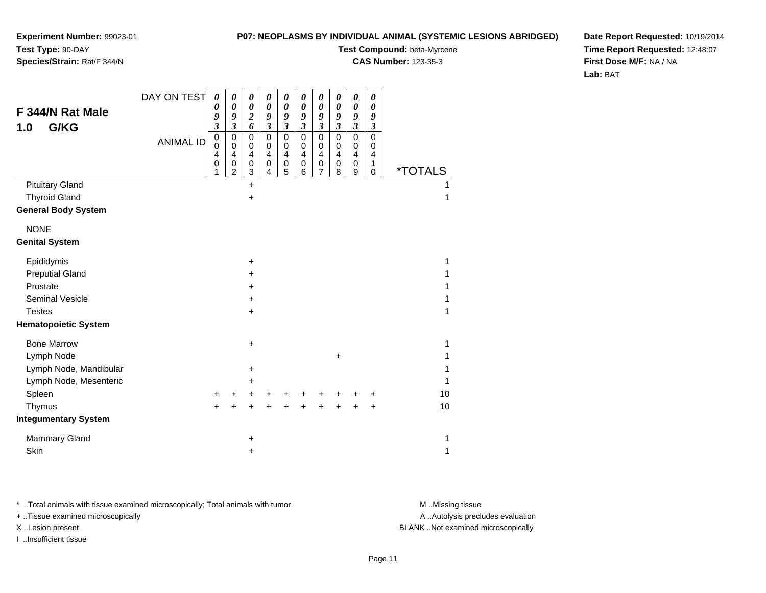**Experiment Number:** 99023-01
**Test Type:** 90-DAY
**Species/Strain:** Rat/F 344/N

**P07: NEOPLASMS BY INDIVIDUAL ANIMAL (SYSTEMIC LESIONS ABRIDGED)**
**Test Compound:** beta-Myrcene
**CAS Number:** 123-35-3

**Date Report Requested:** 10/19/2014
**Time Report Requested:** 12:48:07
**First Dose M/F:** NA / NA
**Lab:** BAT

## F 344/N Rat Male 1.0 G/KG

| DAY ON TEST | 0093 | 0093 | 0026 | 0093 | 0093 | 0093 | 0093 | 0093 | 0093 | 0093 | |
|---|---|---|---|---|---|---|---|---|---|---|---|
| ANIMAL ID | 00401 | 00402 | 00403 | 00404 | 00405 | 00406 | 00407 | 00408 | 00409 | 00410 | *TOTALS |
| Pituitary Gland | | | + | | | | | | | | 1 |
| Thyroid Gland | | | + | | | | | | | | 1 |
| **General Body System** | | | | | | | | | | | |
| NONE | | | | | | | | | | | |
| **Genital System** | | | | | | | | | | | |
| Epididymis | | | + | | | | | | | | 1 |
| Preputial Gland | | | + | | | | | | | | 1 |
| Prostate | | | + | | | | | | | | 1 |
| Seminal Vesicle | | | + | | | | | | | | 1 |
| Testes | | | + | | | | | | | | 1 |
| **Hematopoietic System** | | | | | | | | | | | |
| Bone Marrow | | | + | | | | | | | | 1 |
| Lymph Node | | | | | | | | + | | | 1 |
| Lymph Node, Mandibular | | | + | | | | | | | | 1 |
| Lymph Node, Mesenteric | | | + | | | | | | | | 1 |
| Spleen | + | + | + | + | + | + | + | + | + | + | 10 |
| Thymus | + | + | + | + | + | + | + | + | + | + | 10 |
| **Integumentary System** | | | | | | | | | | | |
| Mammary Gland | | | + | | | | | | | | 1 |
| Skin | | | + | | | | | | | | 1 |

\* ..Total animals with tissue examined microscopically; Total animals with tumor
+ ..Tissue examined microscopically
X ..Lesion present
I ..Insufficient tissue

M ..Missing tissue
A ..Autolysis precludes evaluation
BLANK ..Not examined microscopically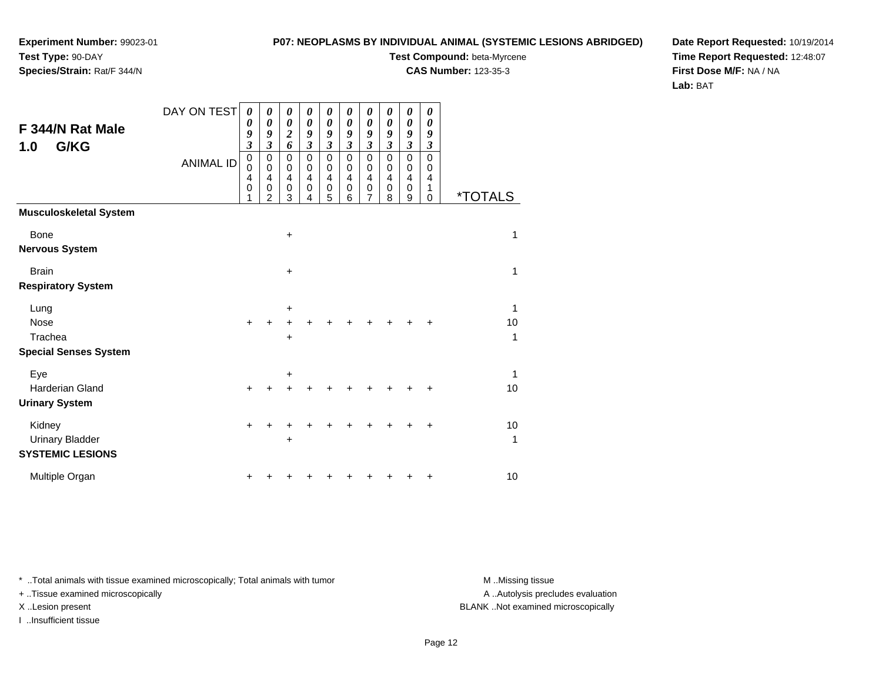**Experiment Number:** 99023-01
**Test Type:** 90-DAY
**Species/Strain:** Rat/F 344/N

**P07: NEOPLASMS BY INDIVIDUAL ANIMAL (SYSTEMIC LESIONS ABRIDGED)**
**Test Compound:** beta-Myrcene
**CAS Number:** 123-35-3

**Date Report Requested:** 10/19/2014
**Time Report Requested:** 12:48:07
**First Dose M/F:** NA / NA
**Lab:** BAT

## F 344/N Rat Male 1.0 G/KG

| DAY ON TEST | 0093 | 0093 | 0026 | 0093 | 0093 | 0093 | 0093 | 0093 | 0093 | 0093 | |
|---|---|---|---|---|---|---|---|---|---|---|---|
| ANIMAL ID | 00401 | 00402 | 00403 | 00404 | 00405 | 00406 | 00407 | 00408 | 00409 | 00410 | *TOTALS |
| **Musculoskeletal System** | | | | | | | | | | | |
| Bone | | | + | | | | | | | | 1 |
| **Nervous System** | | | | | | | | | | | |
| Brain | | | + | | | | | | | | 1 |
| **Respiratory System** | | | | | | | | | | | |
| Lung | | | + | | | | | | | | 1 |
| Nose | + | + | + | + | + | + | + | + | + | + | 10 |
| Trachea | | | + | | | | | | | | 1 |
| **Special Senses System** | | | | | | | | | | | |
| Eye | | | + | | | | | | | | 1 |
| Harderian Gland | + | + | + | + | + | + | + | + | + | + | 10 |
| **Urinary System** | | | | | | | | | | | |
| Kidney | + | + | + | + | + | + | + | + | + | + | 10 |
| Urinary Bladder | | | + | | | | | | | | 1 |
| **SYSTEMIC LESIONS** | | | | | | | | | | | |
| Multiple Organ | + | + | + | + | + | + | + | + | + | + | 10 |

* ..Total animals with tissue examined microscopically; Total animals with tumor
+ ..Tissue examined microscopically
X ..Lesion present
I ..Insufficient tissue

M ..Missing tissue
A ..Autolysis precludes evaluation
BLANK ..Not examined microscopically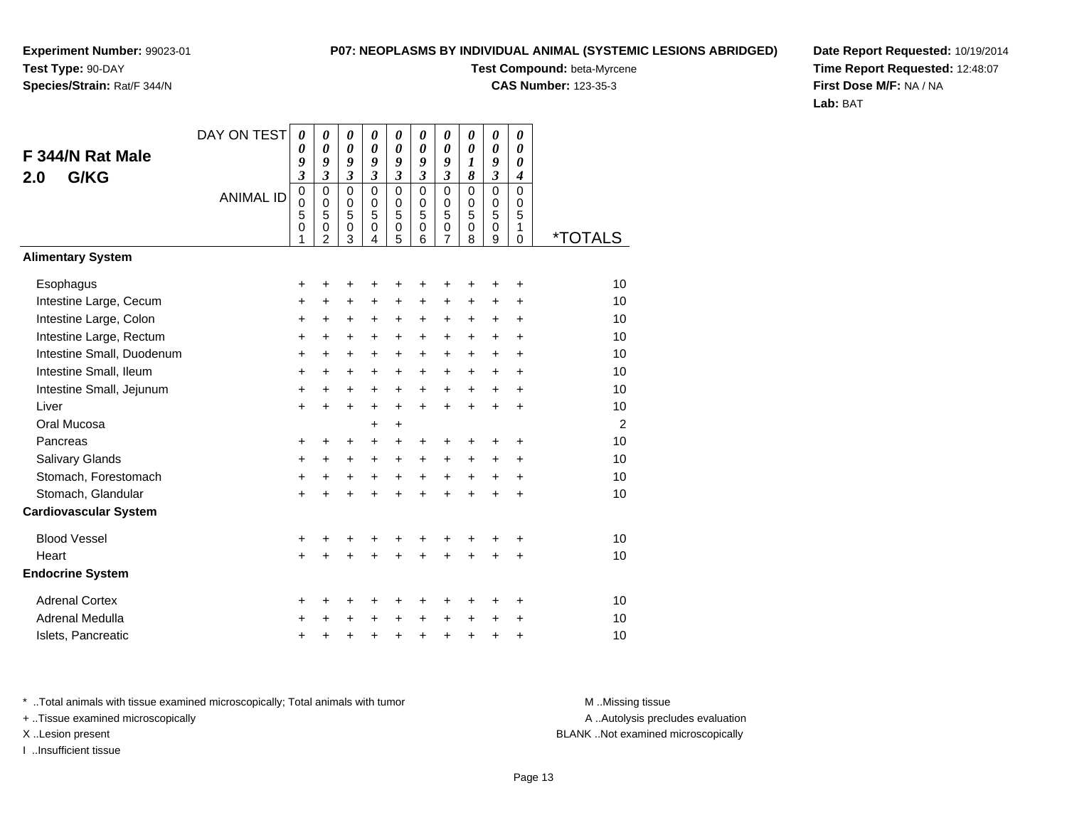**Experiment Number:** 99023-01
**Test Type:** 90-DAY
**Species/Strain:** Rat/F 344/N

**P07: NEOPLASMS BY INDIVIDUAL ANIMAL (SYSTEMIC LESIONS ABRIDGED)**
**Test Compound:** beta-Myrcene
**CAS Number:** 123-35-3

**Date Report Requested:** 10/19/2014
**Time Report Requested:** 12:48:07
**First Dose M/F:** NA / NA
**Lab:** BAT

## F 344/N Rat Male 2.0 G/KG

| DAY ON TEST | 0093 | 0093 | 0093 | 0093 | 0093 | 0093 | 0093 | 0018 | 0093 | 0004 | |
|---|---|---|---|---|---|---|---|---|---|---|---|
| ANIMAL ID | 00501 | 00502 | 00503 | 00504 | 00505 | 00506 | 00507 | 00508 | 00509 | 00510 | *TOTALS |
| **Alimentary System** | | | | | | | | | | | |
| Esophagus | + | + | + | + | + | + | + | + | + | + | 10 |
| Intestine Large, Cecum | + | + | + | + | + | + | + | + | + | + | 10 |
| Intestine Large, Colon | + | + | + | + | + | + | + | + | + | + | 10 |
| Intestine Large, Rectum | + | + | + | + | + | + | + | + | + | + | 10 |
| Intestine Small, Duodenum | + | + | + | + | + | + | + | + | + | + | 10 |
| Intestine Small, Ileum | + | + | + | + | + | + | + | + | + | + | 10 |
| Intestine Small, Jejunum | + | + | + | + | + | + | + | + | + | + | 10 |
| Liver | + | + | + | + | + | + | + | + | + | + | 10 |
| Oral Mucosa | | | | + | + | | | | | | 2 |
| Pancreas | + | + | + | + | + | + | + | + | + | + | 10 |
| Salivary Glands | + | + | + | + | + | + | + | + | + | + | 10 |
| Stomach, Forestomach | + | + | + | + | + | + | + | + | + | + | 10 |
| Stomach, Glandular | + | + | + | + | + | + | + | + | + | + | 10 |
| **Cardiovascular System** | | | | | | | | | | | |
| Blood Vessel | + | + | + | + | + | + | + | + | + | + | 10 |
| Heart | + | + | + | + | + | + | + | + | + | + | 10 |
| **Endocrine System** | | | | | | | | | | | |
| Adrenal Cortex | + | + | + | + | + | + | + | + | + | + | 10 |
| Adrenal Medulla | + | + | + | + | + | + | + | + | + | + | 10 |
| Islets, Pancreatic | + | + | + | + | + | + | + | + | + | + | 10 |

* ..Total animals with tissue examined microscopically; Total animals with tumor
+ ..Tissue examined microscopically
X ..Lesion present
I ..Insufficient tissue

M ..Missing tissue
A ..Autolysis precludes evaluation
BLANK ..Not examined microscopically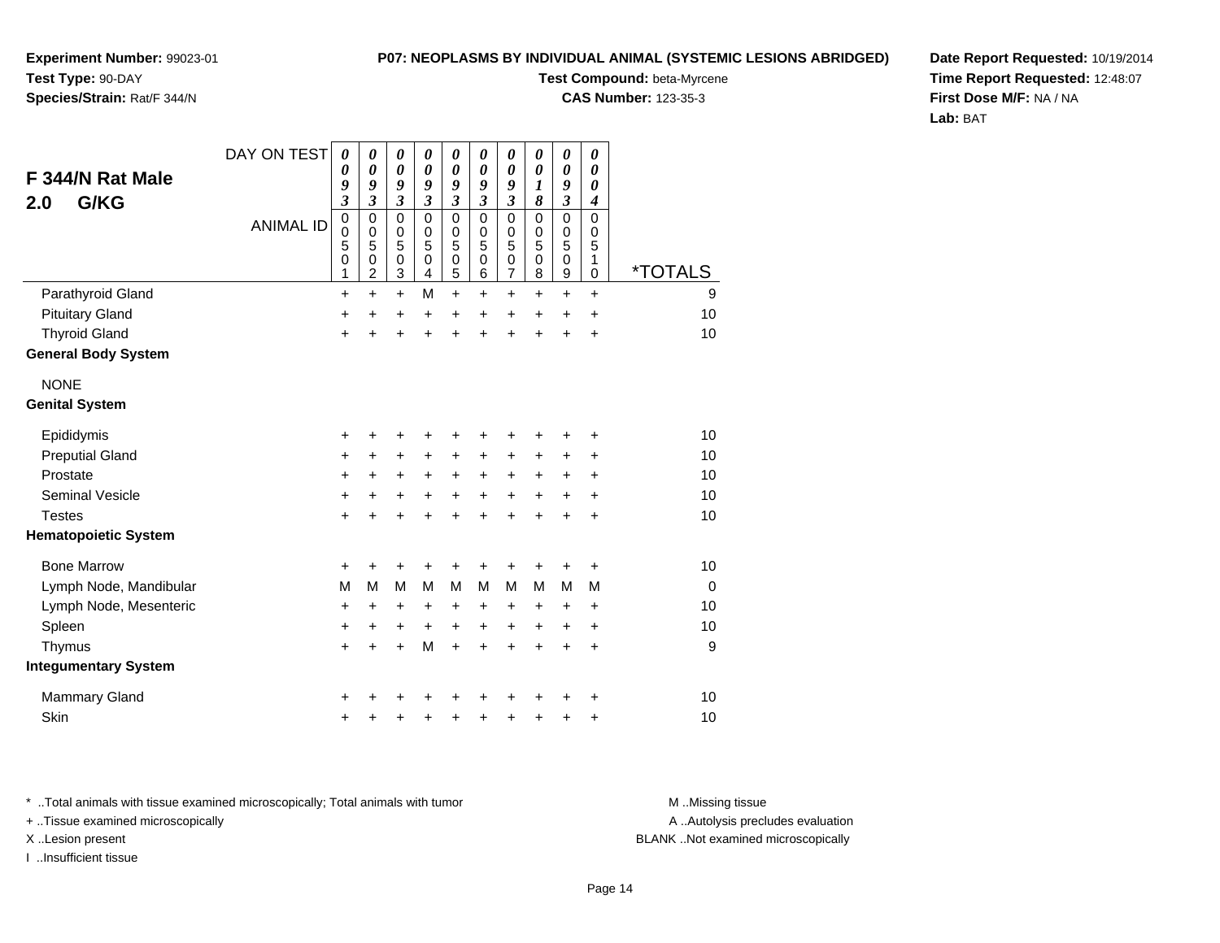**Experiment Number:** 99023-01
**Test Type:** 90-DAY
**Species/Strain:** Rat/F 344/N

**P07: NEOPLASMS BY INDIVIDUAL ANIMAL (SYSTEMIC LESIONS ABRIDGED)**
**Test Compound:** beta-Myrcene
**CAS Number:** 123-35-3

**Date Report Requested:** 10/19/2014
**Time Report Requested:** 12:48:07
**First Dose M/F:** NA / NA
**Lab:** BAT

## F 344/N Rat Male 2.0 G/KG

| DAY ON TEST | 0093 | 0093 | 0093 | 0093 | 0093 | 0093 | 0093 | 0018 | 0093 | 0004 | |
|---|---|---|---|---|---|---|---|---|---|---|---|
| **ANIMAL ID** | 00501 | 00502 | 00503 | 00504 | 00505 | 00506 | 00507 | 00508 | 00509 | 00510 | ***TOTALS** |
| Parathyroid Gland | + | + | + | M | + | + | + | + | + | + | 9 |
| Pituitary Gland | + | + | + | + | + | + | + | + | + | + | 10 |
| Thyroid Gland | + | + | + | + | + | + | + | + | + | + | 10 |
| **General Body System** | | | | | | | | | | | |
| NONE | | | | | | | | | | | |
| **Genital System** | | | | | | | | | | | |
| Epididymis | + | + | + | + | + | + | + | + | + | + | 10 |
| Preputial Gland | + | + | + | + | + | + | + | + | + | + | 10 |
| Prostate | + | + | + | + | + | + | + | + | + | + | 10 |
| Seminal Vesicle | + | + | + | + | + | + | + | + | + | + | 10 |
| Testes | + | + | + | + | + | + | + | + | + | + | 10 |
| **Hematopoietic System** | | | | | | | | | | | |
| Bone Marrow | + | + | + | + | + | + | + | + | + | + | 10 |
| Lymph Node, Mandibular | M | M | M | M | M | M | M | M | M | M | 0 |
| Lymph Node, Mesenteric | + | + | + | + | + | + | + | + | + | + | 10 |
| Spleen | + | + | + | + | + | + | + | + | + | + | 10 |
| Thymus | + | + | + | M | + | + | + | + | + | + | 9 |
| **Integumentary System** | | | | | | | | | | | |
| Mammary Gland | + | + | + | + | + | + | + | + | + | + | 10 |
| Skin | + | + | + | + | + | + | + | + | + | + | 10 |

\* ..Total animals with tissue examined microscopically; Total animals with tumor
+ ..Tissue examined microscopically
X ..Lesion present
I ..Insufficient tissue

M ..Missing tissue
A ..Autolysis precludes evaluation
BLANK ..Not examined microscopically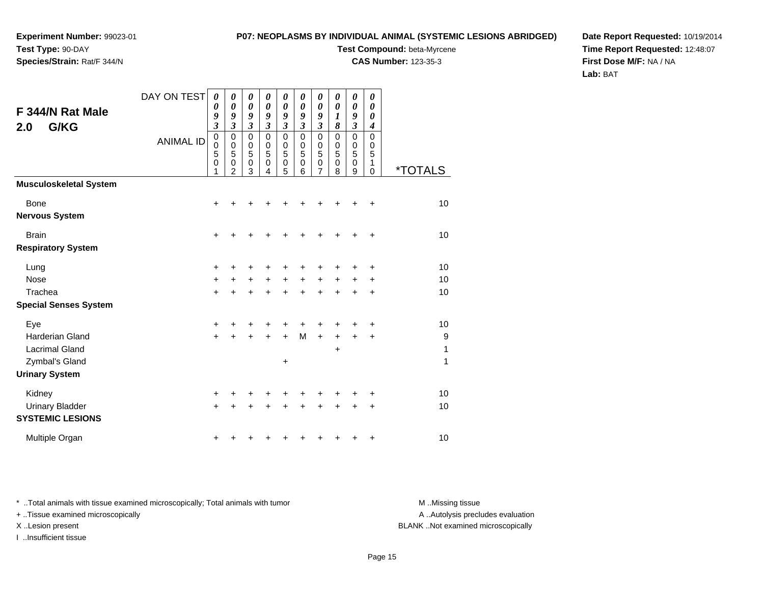**Experiment Number:** 99023-01
**Test Type:** 90-DAY
**Species/Strain:** Rat/F 344/N

**P07: NEOPLASMS BY INDIVIDUAL ANIMAL (SYSTEMIC LESIONS ABRIDGED)**
**Test Compound:** beta-Myrcene
**CAS Number:** 123-35-3

**Date Report Requested:** 10/19/2014
**Time Report Requested:** 12:48:07
**First Dose M/F:** NA / NA
**Lab:** BAT

## F 344/N Rat Male 2.0 G/KG

| DAY ON TEST | 0093 | 0093 | 0093 | 0093 | 0093 | 0093 | 0093 | 0018 | 0093 | 0004 | |
|---|---|---|---|---|---|---|---|---|---|---|---|
| ANIMAL ID | 00501 | 00502 | 00503 | 00504 | 00505 | 00506 | 00507 | 00508 | 00509 | 00510 | *TOTALS |
| **Musculoskeletal System** | | | | | | | | | | | |
| Bone | + | + | + | + | + | + | + | + | + | + | 10 |
| **Nervous System** | | | | | | | | | | | |
| Brain | + | + | + | + | + | + | + | + | + | + | 10 |
| **Respiratory System** | | | | | | | | | | | |
| Lung | + | + | + | + | + | + | + | + | + | + | 10 |
| Nose | + | + | + | + | + | + | + | + | + | + | 10 |
| Trachea | + | + | + | + | + | + | + | + | + | + | 10 |
| **Special Senses System** | | | | | | | | | | | |
| Eye | + | + | + | + | + | + | + | + | + | + | 10 |
| Harderian Gland | + | + | + | + | + | M | + | + | + | + | 9 |
| Lacrimal Gland | | | | | | | | + | | | 1 |
| Zymbal's Gland | | | | | + | | | | | | 1 |
| **Urinary System** | | | | | | | | | | | |
| Kidney | + | + | + | + | + | + | + | + | + | + | 10 |
| Urinary Bladder | + | + | + | + | + | + | + | + | + | + | 10 |
| **SYSTEMIC LESIONS** | | | | | | | | | | | |
| Multiple Organ | + | + | + | + | + | + | + | + | + | + | 10 |

* ..Total animals with tissue examined microscopically; Total animals with tumor
+ ..Tissue examined microscopically
X ..Lesion present
I ..Insufficient tissue

M ..Missing tissue
A ..Autolysis precludes evaluation
BLANK ..Not examined microscopically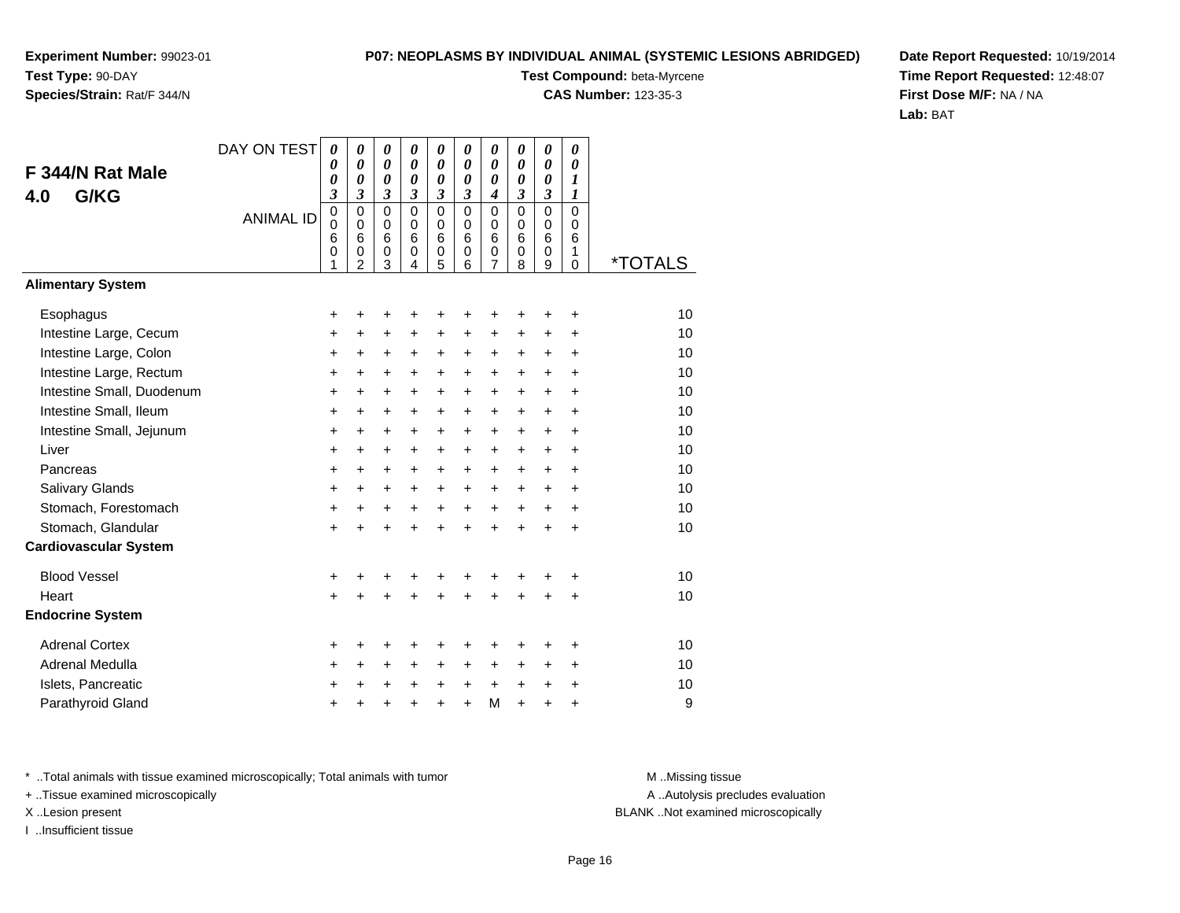**Experiment Number:** 99023-01
**Test Type:** 90-DAY
**Species/Strain:** Rat/F 344/N

**P07: NEOPLASMS BY INDIVIDUAL ANIMAL (SYSTEMIC LESIONS ABRIDGED)**
**Test Compound:** beta-Myrcene
**CAS Number:** 123-35-3

**Date Report Requested:** 10/19/2014
**Time Report Requested:** 12:48:07
**First Dose M/F:** NA / NA
**Lab:** BAT

## F 344/N Rat Male
## 4.0 G/KG

| DAY ON TEST | 0003 | 0003 | 0003 | 0003 | 0003 | 0003 | 0004 | 0003 | 0003 | 0011 | |
|---|---|---|---|---|---|---|---|---|---|---|---|
| ANIMAL ID | 00601 | 00602 | 00603 | 00604 | 00605 | 00606 | 00607 | 00608 | 00609 | 00610 | *TOTALS |
| **Alimentary System** | | | | | | | | | | | |
| Esophagus | + | + | + | + | + | + | + | + | + | + | 10 |
| Intestine Large, Cecum | + | + | + | + | + | + | + | + | + | + | 10 |
| Intestine Large, Colon | + | + | + | + | + | + | + | + | + | + | 10 |
| Intestine Large, Rectum | + | + | + | + | + | + | + | + | + | + | 10 |
| Intestine Small, Duodenum | + | + | + | + | + | + | + | + | + | + | 10 |
| Intestine Small, Ileum | + | + | + | + | + | + | + | + | + | + | 10 |
| Intestine Small, Jejunum | + | + | + | + | + | + | + | + | + | + | 10 |
| Liver | + | + | + | + | + | + | + | + | + | + | 10 |
| Pancreas | + | + | + | + | + | + | + | + | + | + | 10 |
| Salivary Glands | + | + | + | + | + | + | + | + | + | + | 10 |
| Stomach, Forestomach | + | + | + | + | + | + | + | + | + | + | 10 |
| Stomach, Glandular | + | + | + | + | + | + | + | + | + | + | 10 |
| **Cardiovascular System** | | | | | | | | | | | |
| Blood Vessel | + | + | + | + | + | + | + | + | + | + | 10 |
| Heart | + | + | + | + | + | + | + | + | + | + | 10 |
| **Endocrine System** | | | | | | | | | | | |
| Adrenal Cortex | + | + | + | + | + | + | + | + | + | + | 10 |
| Adrenal Medulla | + | + | + | + | + | + | + | + | + | + | 10 |
| Islets, Pancreatic | + | + | + | + | + | + | + | + | + | + | 10 |
| Parathyroid Gland | + | + | + | + | + | + | M | + | + | + | 9 |

* ..Total animals with tissue examined microscopically; Total animals with tumor
+ ..Tissue examined microscopically
X ..Lesion present
I ..Insufficient tissue

M ..Missing tissue
A ..Autolysis precludes evaluation
BLANK ..Not examined microscopically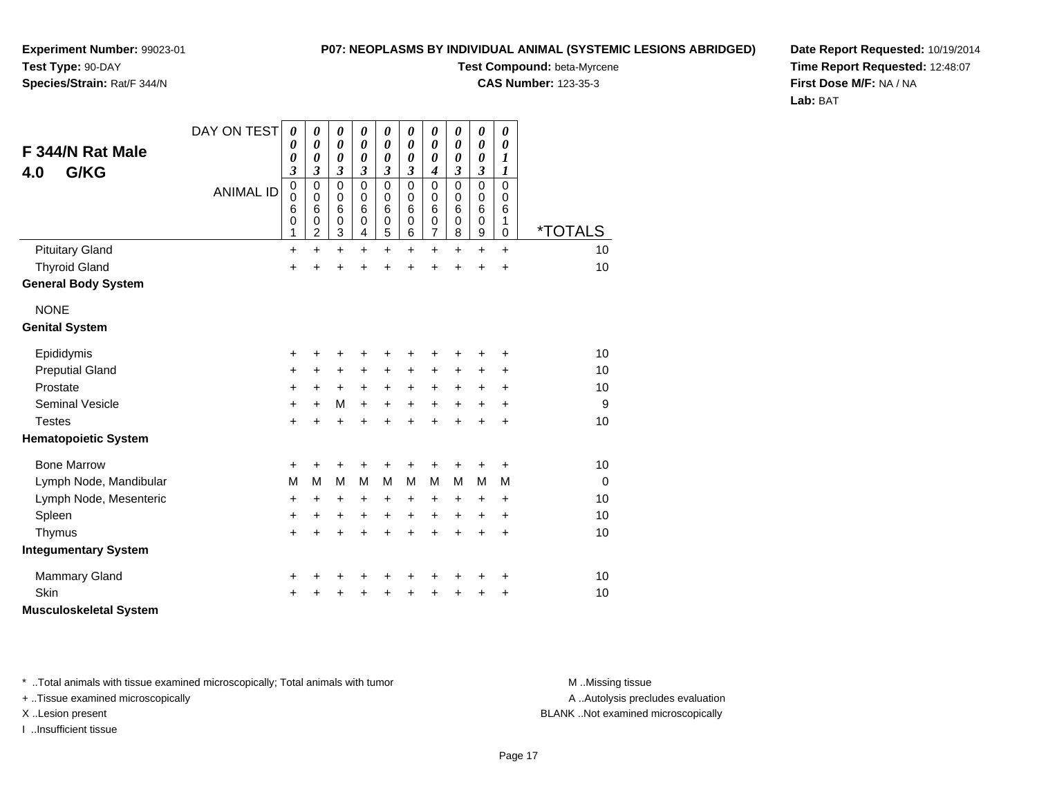**Experiment Number:** 99023-01
**Test Type:** 90-DAY
**Species/Strain:** Rat/F 344/N

**P07: NEOPLASMS BY INDIVIDUAL ANIMAL (SYSTEMIC LESIONS ABRIDGED)**
**Test Compound:** beta-Myrcene
**CAS Number:** 123-35-3

**Date Report Requested:** 10/19/2014
**Time Report Requested:** 12:48:07
**First Dose M/F:** NA / NA
**Lab:** BAT

## F 344/N Rat Male 4.0 G/KG

| DAY ON TEST | 0003 | 0003 | 0003 | 0003 | 0003 | 0003 | 0004 | 0003 | 0003 | 0011 | |
|---|---|---|---|---|---|---|---|---|---|---|---|
| ANIMAL ID | 00601 | 00602 | 00603 | 00604 | 00605 | 00606 | 00607 | 00608 | 00609 | 00610 | *TOTALS |
| Pituitary Gland | + | + | + | + | + | + | + | + | + | + | 10 |
| Thyroid Gland | + | + | + | + | + | + | + | + | + | + | 10 |
| **General Body System** | | | | | | | | | | | |
| NONE | | | | | | | | | | | |
| **Genital System** | | | | | | | | | | | |
| Epididymis | + | + | + | + | + | + | + | + | + | + | 10 |
| Preputial Gland | + | + | + | + | + | + | + | + | + | + | 10 |
| Prostate | + | + | + | + | + | + | + | + | + | + | 10 |
| Seminal Vesicle | + | + | M | + | + | + | + | + | + | + | 9 |
| Testes | + | + | + | + | + | + | + | + | + | + | 10 |
| **Hematopoietic System** | | | | | | | | | | | |
| Bone Marrow | + | + | + | + | + | + | + | + | + | + | 10 |
| Lymph Node, Mandibular | M | M | M | M | M | M | M | M | M | M | 0 |
| Lymph Node, Mesenteric | + | + | + | + | + | + | + | + | + | + | 10 |
| Spleen | + | + | + | + | + | + | + | + | + | + | 10 |
| Thymus | + | + | + | + | + | + | + | + | + | + | 10 |
| **Integumentary System** | | | | | | | | | | | |
| Mammary Gland | + | + | + | + | + | + | + | + | + | + | 10 |
| Skin | + | + | + | + | + | + | + | + | + | + | 10 |
| **Musculoskeletal System** | | | | | | | | | | | |

* ..Total animals with tissue examined microscopically; Total animals with tumor
+ ..Tissue examined microscopically
X ..Lesion present
I ..Insufficient tissue

M ..Missing tissue
A ..Autolysis precludes evaluation
BLANK ..Not examined microscopically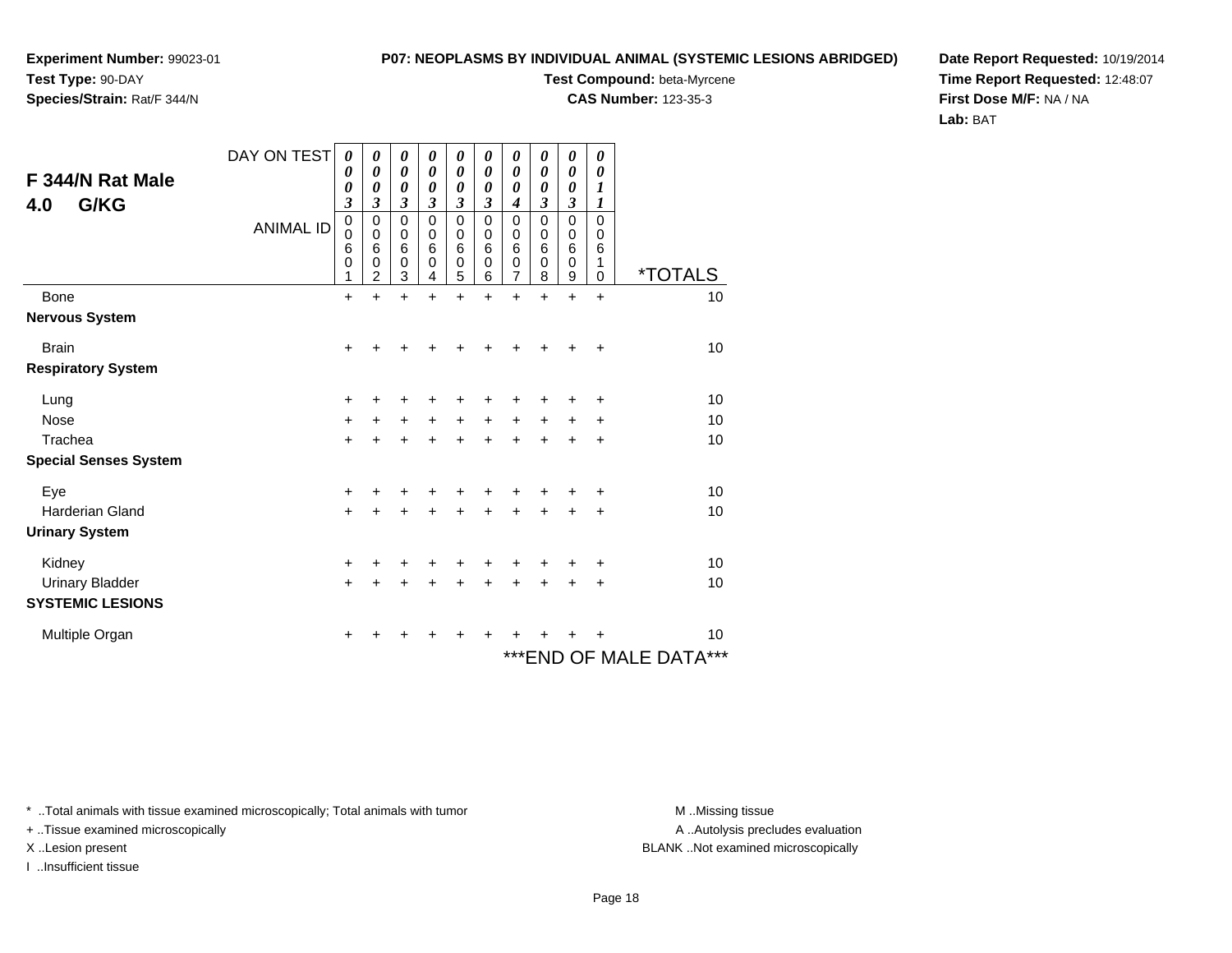**Experiment Number:** 99023-01
**Test Type:** 90-DAY
**Species/Strain:** Rat/F 344/N

**P07: NEOPLASMS BY INDIVIDUAL ANIMAL (SYSTEMIC LESIONS ABRIDGED)**
**Test Compound:** beta-Myrcene
**CAS Number:** 123-35-3

**Date Report Requested:** 10/19/2014
**Time Report Requested:** 12:48:07
**First Dose M/F:** NA / NA
**Lab:** BAT

## F 344/N Rat Male
## 4.0 G/KG

| DAY ON TEST | 0003 | 0003 | 0003 | 0003 | 0003 | 0003 | 0004 | 0003 | 0003 | 0011 | |
|---|---|---|---|---|---|---|---|---|---|---|---|
| ANIMAL ID | 00601 | 00602 | 00603 | 00604 | 00605 | 00606 | 00607 | 00608 | 00609 | 00610 | *TOTALS |
| Bone | + | + | + | + | + | + | + | + | + | + | 10 |
| **Nervous System** | | | | | | | | | | | |
| Brain | + | + | + | + | + | + | + | + | + | + | 10 |
| **Respiratory System** | | | | | | | | | | | |
| Lung | + | + | + | + | + | + | + | + | + | + | 10 |
| Nose | + | + | + | + | + | + | + | + | + | + | 10 |
| Trachea | + | + | + | + | + | + | + | + | + | + | 10 |
| **Special Senses System** | | | | | | | | | | | |
| Eye | + | + | + | + | + | + | + | + | + | + | 10 |
| Harderian Gland | + | + | + | + | + | + | + | + | + | + | 10 |
| **Urinary System** | | | | | | | | | | | |
| Kidney | + | + | + | + | + | + | + | + | + | + | 10 |
| Urinary Bladder | + | + | + | + | + | + | + | + | + | + | 10 |
| **SYSTEMIC LESIONS** | | | | | | | | | | | |
| Multiple Organ | + | + | + | + | + | + | + | + | + | + | 10 |

***END OF MALE DATA***

* ..Total animals with tissue examined microscopically; Total animals with tumor
+ ..Tissue examined microscopically
X ..Lesion present
I ..Insufficient tissue

M ..Missing tissue
A ..Autolysis precludes evaluation
BLANK ..Not examined microscopically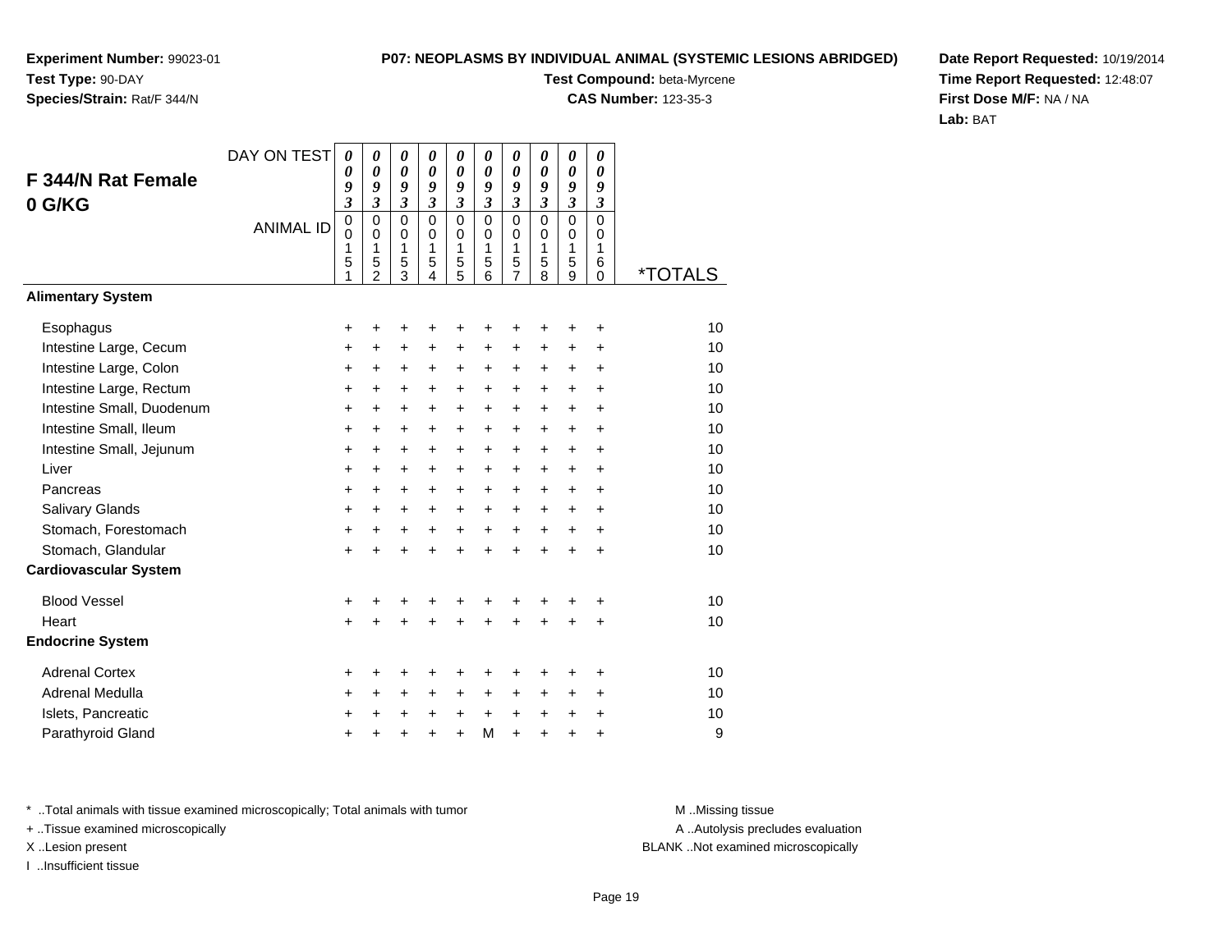**Experiment Number:** 99023-01
**Test Type:** 90-DAY
**Species/Strain:** Rat/F 344/N

**P07: NEOPLASMS BY INDIVIDUAL ANIMAL (SYSTEMIC LESIONS ABRIDGED)**
**Test Compound:** beta-Myrcene
**CAS Number:** 123-35-3

**Date Report Requested:** 10/19/2014
**Time Report Requested:** 12:48:07
**First Dose M/F:** NA / NA
**Lab:** BAT

## F 344/N Rat Female 0 G/KG

| DAY ON TEST | 0093 | 0093 | 0093 | 0093 | 0093 | 0093 | 0093 | 0093 | 0093 | 0093 | |
|---|---|---|---|---|---|---|---|---|---|---|---|
| ANIMAL ID | 00151 | 00152 | 00153 | 00154 | 00155 | 00156 | 00157 | 00158 | 00159 | 00160 | *TOTALS |
| **Alimentary System** | | | | | | | | | | | |
| Esophagus | + | + | + | + | + | + | + | + | + | + | 10 |
| Intestine Large, Cecum | + | + | + | + | + | + | + | + | + | + | 10 |
| Intestine Large, Colon | + | + | + | + | + | + | + | + | + | + | 10 |
| Intestine Large, Rectum | + | + | + | + | + | + | + | + | + | + | 10 |
| Intestine Small, Duodenum | + | + | + | + | + | + | + | + | + | + | 10 |
| Intestine Small, Ileum | + | + | + | + | + | + | + | + | + | + | 10 |
| Intestine Small, Jejunum | + | + | + | + | + | + | + | + | + | + | 10 |
| Liver | + | + | + | + | + | + | + | + | + | + | 10 |
| Pancreas | + | + | + | + | + | + | + | + | + | + | 10 |
| Salivary Glands | + | + | + | + | + | + | + | + | + | + | 10 |
| Stomach, Forestomach | + | + | + | + | + | + | + | + | + | + | 10 |
| Stomach, Glandular | + | + | + | + | + | + | + | + | + | + | 10 |
| **Cardiovascular System** | | | | | | | | | | | |
| Blood Vessel | + | + | + | + | + | + | + | + | + | + | 10 |
| Heart | + | + | + | + | + | + | + | + | + | + | 10 |
| **Endocrine System** | | | | | | | | | | | |
| Adrenal Cortex | + | + | + | + | + | + | + | + | + | + | 10 |
| Adrenal Medulla | + | + | + | + | + | + | + | + | + | + | 10 |
| Islets, Pancreatic | + | + | + | + | + | + | + | + | + | + | 10 |
| Parathyroid Gland | + | + | + | + | + | M | + | + | + | + | 9 |

* ..Total animals with tissue examined microscopically; Total animals with tumor
+ ..Tissue examined microscopically
X ..Lesion present
I ..Insufficient tissue

M ..Missing tissue
A ..Autolysis precludes evaluation
BLANK ..Not examined microscopically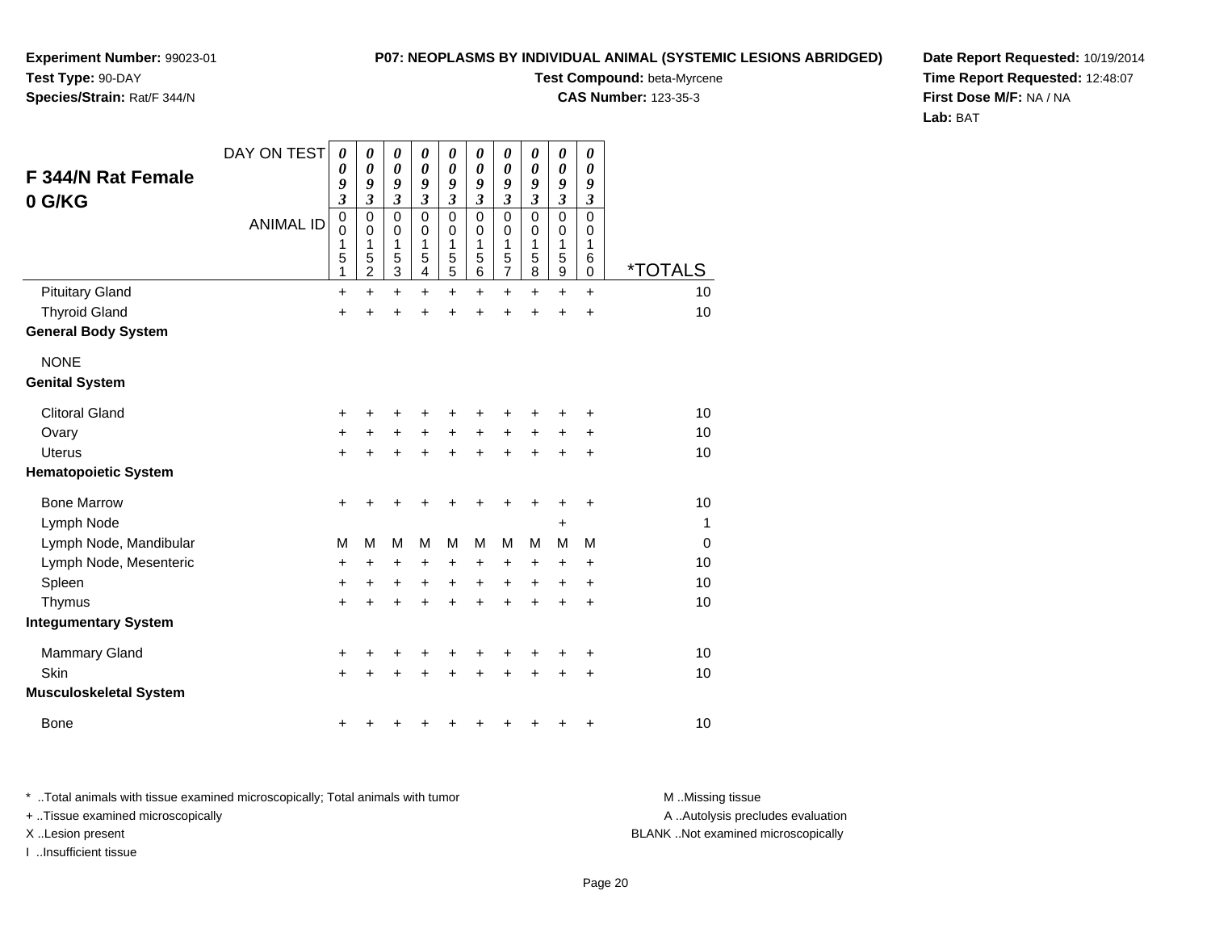**Experiment Number:** 99023-01
**Test Type:** 90-DAY
**Species/Strain:** Rat/F 344/N

**P07: NEOPLASMS BY INDIVIDUAL ANIMAL (SYSTEMIC LESIONS ABRIDGED)**
**Test Compound:** beta-Myrcene
**CAS Number:** 123-35-3

**Date Report Requested:** 10/19/2014
**Time Report Requested:** 12:48:07
**First Dose M/F:** NA / NA
**Lab:** BAT

## F 344/N Rat Female
## 0 G/KG

| DAY ON TEST | 0093 | 0093 | 0093 | 0093 | 0093 | 0093 | 0093 | 0093 | 0093 | 0093 | |
|---|---|---|---|---|---|---|---|---|---|---|---|
| ANIMAL ID | 00151 | 00152 | 00153 | 00154 | 00155 | 00156 | 00157 | 00158 | 00159 | 00160 | *TOTALS |
| Pituitary Gland | + | + | + | + | + | + | + | + | + | + | 10 |
| Thyroid Gland | + | + | + | + | + | + | + | + | + | + | 10 |
| **General Body System** | | | | | | | | | | | |
| NONE | | | | | | | | | | | |
| **Genital System** | | | | | | | | | | | |
| Clitoral Gland | + | + | + | + | + | + | + | + | + | + | 10 |
| Ovary | + | + | + | + | + | + | + | + | + | + | 10 |
| Uterus | + | + | + | + | + | + | + | + | + | + | 10 |
| **Hematopoietic System** | | | | | | | | | | | |
| Bone Marrow | + | + | + | + | + | + | + | + | + | + | 10 |
| Lymph Node | | | | | | | | | + | | 1 |
| Lymph Node, Mandibular | M | M | M | M | M | M | M | M | M | M | 0 |
| Lymph Node, Mesenteric | + | + | + | + | + | + | + | + | + | + | 10 |
| Spleen | + | + | + | + | + | + | + | + | + | + | 10 |
| Thymus | + | + | + | + | + | + | + | + | + | + | 10 |
| **Integumentary System** | | | | | | | | | | | |
| Mammary Gland | + | + | + | + | + | + | + | + | + | + | 10 |
| Skin | + | + | + | + | + | + | + | + | + | + | 10 |
| **Musculoskeletal System** | | | | | | | | | | | |
| Bone | + | + | + | + | + | + | + | + | + | + | 10 |

* ..Total animals with tissue examined microscopically; Total animals with tumor
+ ..Tissue examined microscopically
X ..Lesion present
I ..Insufficient tissue

M ..Missing tissue
A ..Autolysis precludes evaluation
BLANK ..Not examined microscopically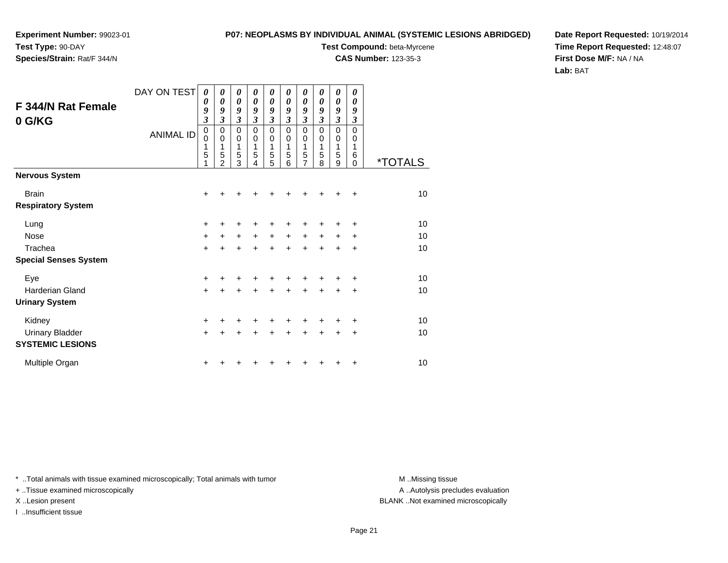**Experiment Number:** 99023-01
**Test Type:** 90-DAY
**Species/Strain:** Rat/F 344/N

**P07: NEOPLASMS BY INDIVIDUAL ANIMAL (SYSTEMIC LESIONS ABRIDGED)**
**Test Compound:** beta-Myrcene
**CAS Number:** 123-35-3

**Date Report Requested:** 10/19/2014
**Time Report Requested:** 12:48:07
**First Dose M/F:** NA / NA
**Lab:** BAT

## F 344/N Rat Female
## 0 G/KG

| DAY ON TEST | 0093 | 0093 | 0093 | 0093 | 0093 | 0093 | 0093 | 0093 | 0093 | 0093 | |
|---|---|---|---|---|---|---|---|---|---|---|---|
| ANIMAL ID | 00151 | 00152 | 00153 | 00154 | 00155 | 00156 | 00157 | 00158 | 00159 | 00160 | *TOTALS |
| **Nervous System** | | | | | | | | | | | |
| Brain | + | + | + | + | + | + | + | + | + | + | 10 |
| **Respiratory System** | | | | | | | | | | | |
| Lung | + | + | + | + | + | + | + | + | + | + | 10 |
| Nose | + | + | + | + | + | + | + | + | + | + | 10 |
| Trachea | + | + | + | + | + | + | + | + | + | + | 10 |
| **Special Senses System** | | | | | | | | | | | |
| Eye | + | + | + | + | + | + | + | + | + | + | 10 |
| Harderian Gland | + | + | + | + | + | + | + | + | + | + | 10 |
| **Urinary System** | | | | | | | | | | | |
| Kidney | + | + | + | + | + | + | + | + | + | + | 10 |
| Urinary Bladder | + | + | + | + | + | + | + | + | + | + | 10 |
| **SYSTEMIC LESIONS** | | | | | | | | | | | |
| Multiple Organ | + | + | + | + | + | + | + | + | + | + | 10 |

* ..Total animals with tissue examined microscopically; Total animals with tumor
+ ..Tissue examined microscopically
X ..Lesion present
I ..Insufficient tissue

M ..Missing tissue
A ..Autolysis precludes evaluation
BLANK ..Not examined microscopically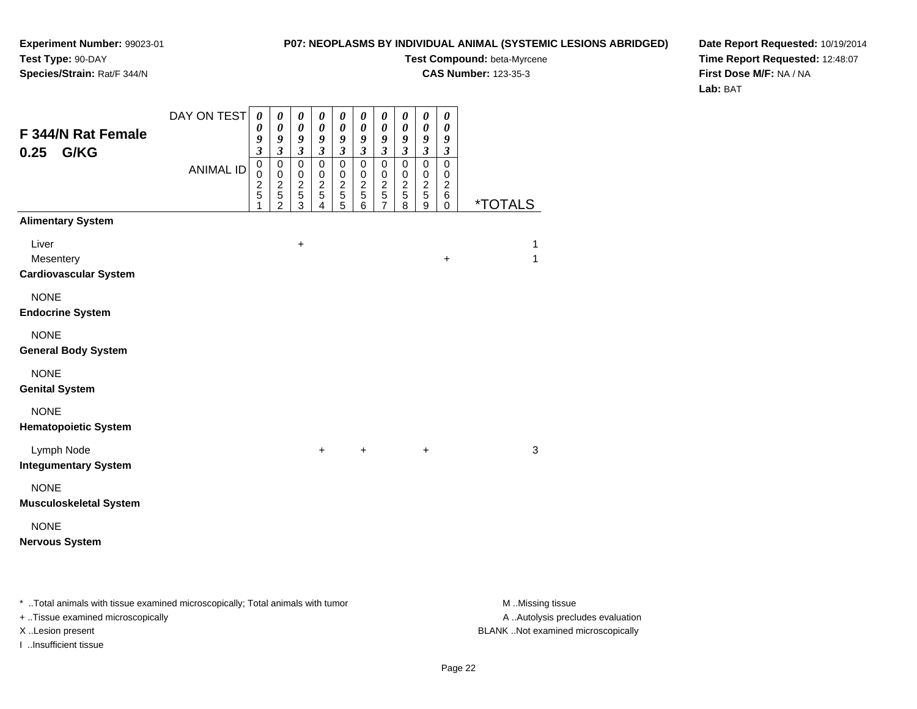**Experiment Number:** 99023-01
**Test Type:** 90-DAY
**Species/Strain:** Rat/F 344/N

**P07: NEOPLASMS BY INDIVIDUAL ANIMAL (SYSTEMIC LESIONS ABRIDGED)**
**Test Compound:** beta-Myrcene
**CAS Number:** 123-35-3

**Date Report Requested:** 10/19/2014
**Time Report Requested:** 12:48:07
**First Dose M/F:** NA / NA
**Lab:** BAT

## F 344/N Rat Female 0.25 G/KG

| DAY ON TEST | 0093 | 0093 | 0093 | 0093 | 0093 | 0093 | 0093 | 0093 | 0093 | 0093 | |
|---|---|---|---|---|---|---|---|---|---|---|---|
| ANIMAL ID | 00251 | 00252 | 00253 | 00254 | 00255 | 00256 | 00257 | 00258 | 00259 | 00260 | *TOTALS |
| **Alimentary System** | | | | | | | | | | | |
| Liver | | | + | | | | | | | | 1 |
| Mesentery | | | | | | | | | | + | 1 |
| **Cardiovascular System** | | | | | | | | | | | |
| NONE | | | | | | | | | | | |
| **Endocrine System** | | | | | | | | | | | |
| NONE | | | | | | | | | | | |
| **General Body System** | | | | | | | | | | | |
| NONE | | | | | | | | | | | |
| **Genital System** | | | | | | | | | | | |
| NONE | | | | | | | | | | | |
| **Hematopoietic System** | | | | | | | | | | | |
| Lymph Node | | | | + | | + | | | + | | 3 |
| **Integumentary System** | | | | | | | | | | | |
| NONE | | | | | | | | | | | |
| **Musculoskeletal System** | | | | | | | | | | | |
| NONE | | | | | | | | | | | |
| **Nervous System** | | | | | | | | | | | |

* ..Total animals with tissue examined microscopically; Total animals with tumor
+ ..Tissue examined microscopically
X ..Lesion present
I ..Insufficient tissue

M ..Missing tissue
A ..Autolysis precludes evaluation
BLANK ..Not examined microscopically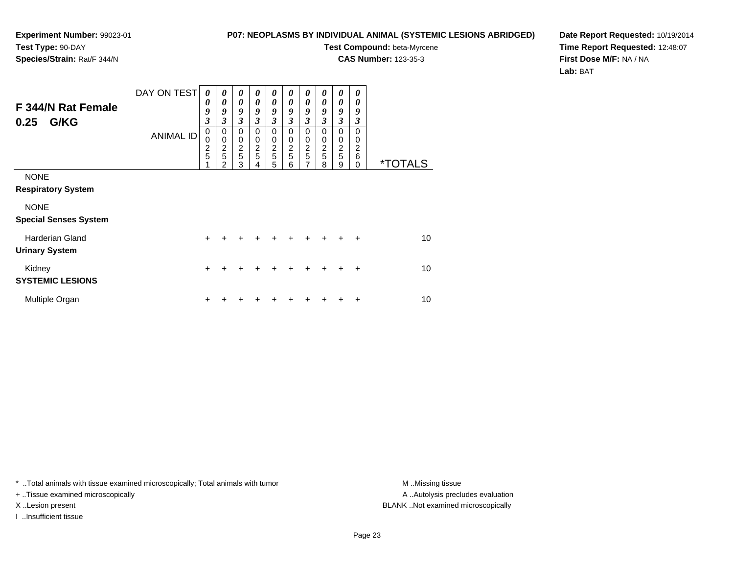**Experiment Number:** 99023-01
**Test Type:** 90-DAY
**Species/Strain:** Rat/F 344/N

**P07: NEOPLASMS BY INDIVIDUAL ANIMAL (SYSTEMIC LESIONS ABRIDGED)**
**Test Compound:** beta-Myrcene
**CAS Number:** 123-35-3

**Date Report Requested:** 10/19/2014
**Time Report Requested:** 12:48:07
**First Dose M/F:** NA / NA
**Lab:** BAT

## F 344/N Rat Female 0.25 G/KG

| DAY ON TEST | 0093 | 0093 | 0093 | 0093 | 0093 | 0093 | 0093 | 0093 | 0093 | 0093 | |
|---|---|---|---|---|---|---|---|---|---|---|---|
| **ANIMAL ID** | 00251 | 00252 | 00253 | 00254 | 00255 | 00256 | 00257 | 00258 | 00259 | 00260 | ***TOTALS** |
| NONE | | | | | | | | | | | |
| **Respiratory System** | | | | | | | | | | | |
| NONE | | | | | | | | | | | |
| **Special Senses System** | | | | | | | | | | | |
| Harderian Gland | + | + | + | + | + | + | + | + | + | + | 10 |
| **Urinary System** | | | | | | | | | | | |
| Kidney | + | + | + | + | + | + | + | + | + | + | 10 |
| **SYSTEMIC LESIONS** | | | | | | | | | | | |
| Multiple Organ | + | + | + | + | + | + | + | + | + | + | 10 |

* ..Total animals with tissue examined microscopically; Total animals with tumor
+ ..Tissue examined microscopically
X ..Lesion present
I ..Insufficient tissue

M ..Missing tissue
A ..Autolysis precludes evaluation
BLANK ..Not examined microscopically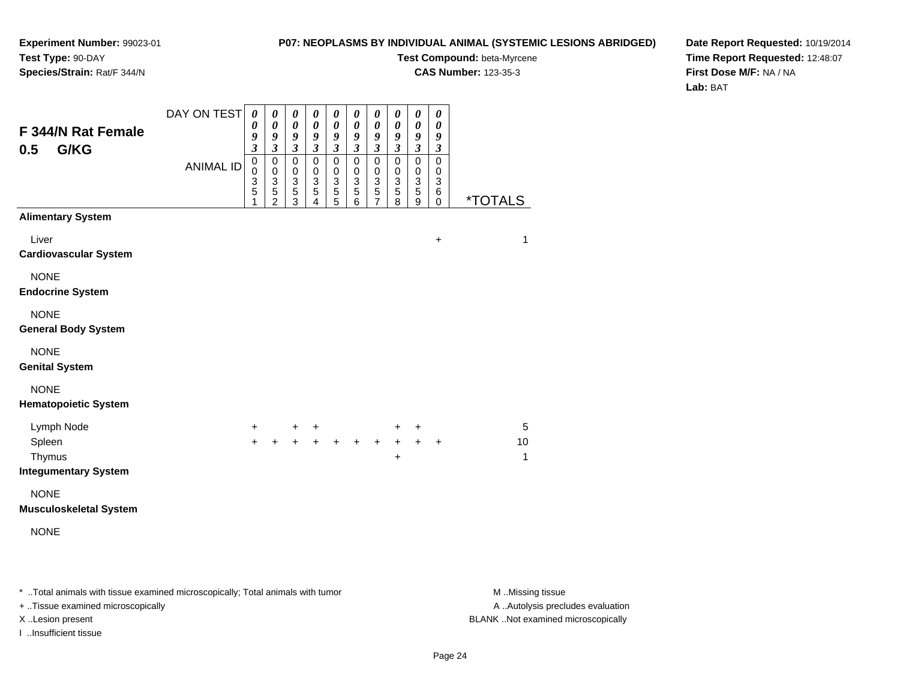**Experiment Number:** 99023-01
**Test Type:** 90-DAY
**Species/Strain:** Rat/F 344/N

**P07: NEOPLASMS BY INDIVIDUAL ANIMAL (SYSTEMIC LESIONS ABRIDGED)**
**Test Compound:** beta-Myrcene
**CAS Number:** 123-35-3

**Date Report Requested:** 10/19/2014
**Time Report Requested:** 12:48:07
**First Dose M/F:** NA / NA
**Lab:** BAT

## F 344/N Rat Female 0.5 G/KG

| DAY ON TEST | 0093 | 0093 | 0093 | 0093 | 0093 | 0093 | 0093 | 0093 | 0093 | 0093 | |
|---|---|---|---|---|---|---|---|---|---|---|---|
| ANIMAL ID | 00351 | 00352 | 00353 | 00354 | 00355 | 00356 | 00357 | 00358 | 00359 | 00360 | *TOTALS |
| **Alimentary System** | | | | | | | | | | | |
| Liver | | | | | | | | | | + | 1 |
| **Cardiovascular System** | | | | | | | | | | | |
| NONE | | | | | | | | | | | |
| **Endocrine System** | | | | | | | | | | | |
| NONE | | | | | | | | | | | |
| **General Body System** | | | | | | | | | | | |
| NONE | | | | | | | | | | | |
| **Genital System** | | | | | | | | | | | |
| NONE | | | | | | | | | | | |
| **Hematopoietic System** | | | | | | | | | | | |
| Lymph Node | + | | + | + | | | | + | + | | 5 |
| Spleen | + | + | + | + | + | + | + | + | + | + | 10 |
| Thymus | | | | | | | | + | | | 1 |
| **Integumentary System** | | | | | | | | | | | |
| NONE | | | | | | | | | | | |
| **Musculoskeletal System** | | | | | | | | | | | |
| NONE | | | | | | | | | | | |

* ..Total animals with tissue examined microscopically; Total animals with tumor
+ ..Tissue examined microscopically
X ..Lesion present
I ..Insufficient tissue

M ..Missing tissue
A ..Autolysis precludes evaluation
BLANK ..Not examined microscopically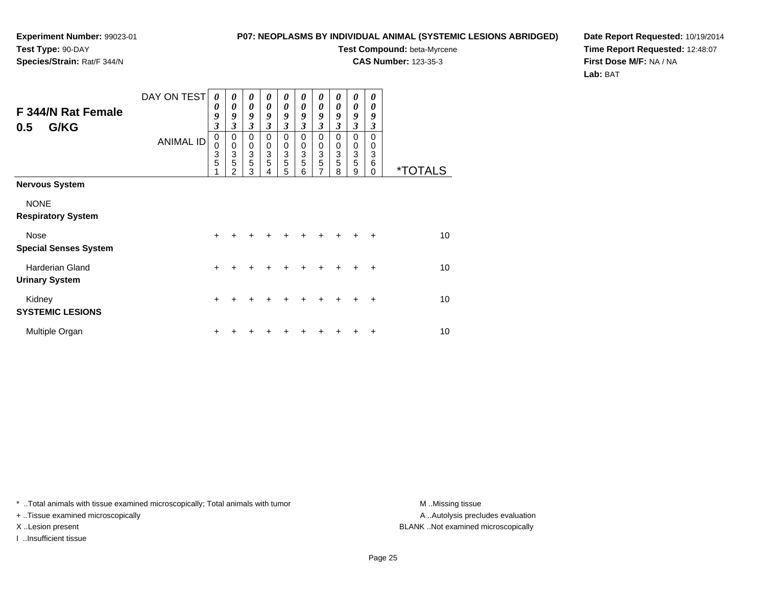**Experiment Number:** 99023-01
**Test Type:** 90-DAY
**Species/Strain:** Rat/F 344/N

**P07: NEOPLASMS BY INDIVIDUAL ANIMAL (SYSTEMIC LESIONS ABRIDGED)**
**Test Compound:** beta-Myrcene
**CAS Number:** 123-35-3

**Date Report Requested:** 10/19/2014
**Time Report Requested:** 12:48:07
**First Dose M/F:** NA / NA
**Lab:** BAT

## F 344/N Rat Female
## 0.5 G/KG

| DAY ON TEST | 0093 | 0093 | 0093 | 0093 | 0093 | 0093 | 0093 | 0093 | 0093 | 0093 | |
|---|---|---|---|---|---|---|---|---|---|---|---|
| ANIMAL ID | 00351 | 00352 | 00353 | 00354 | 00355 | 00356 | 00357 | 00358 | 00359 | 00360 | *TOTALS |
| **Nervous System** | | | | | | | | | | | |
| NONE | | | | | | | | | | | |
| **Respiratory System** | | | | | | | | | | | |
| Nose | + | + | + | + | + | + | + | + | + | + | 10 |
| **Special Senses System** | | | | | | | | | | | |
| Harderian Gland | + | + | + | + | + | + | + | + | + | + | 10 |
| **Urinary System** | | | | | | | | | | | |
| Kidney | + | + | + | + | + | + | + | + | + | + | 10 |
| **SYSTEMIC LESIONS** | | | | | | | | | | | |
| Multiple Organ | + | + | + | + | + | + | + | + | + | + | 10 |

* ..Total animals with tissue examined microscopically; Total animals with tumor
+ ..Tissue examined microscopically
X ..Lesion present
I ..Insufficient tissue

M ..Missing tissue
A ..Autolysis precludes evaluation
BLANK ..Not examined microscopically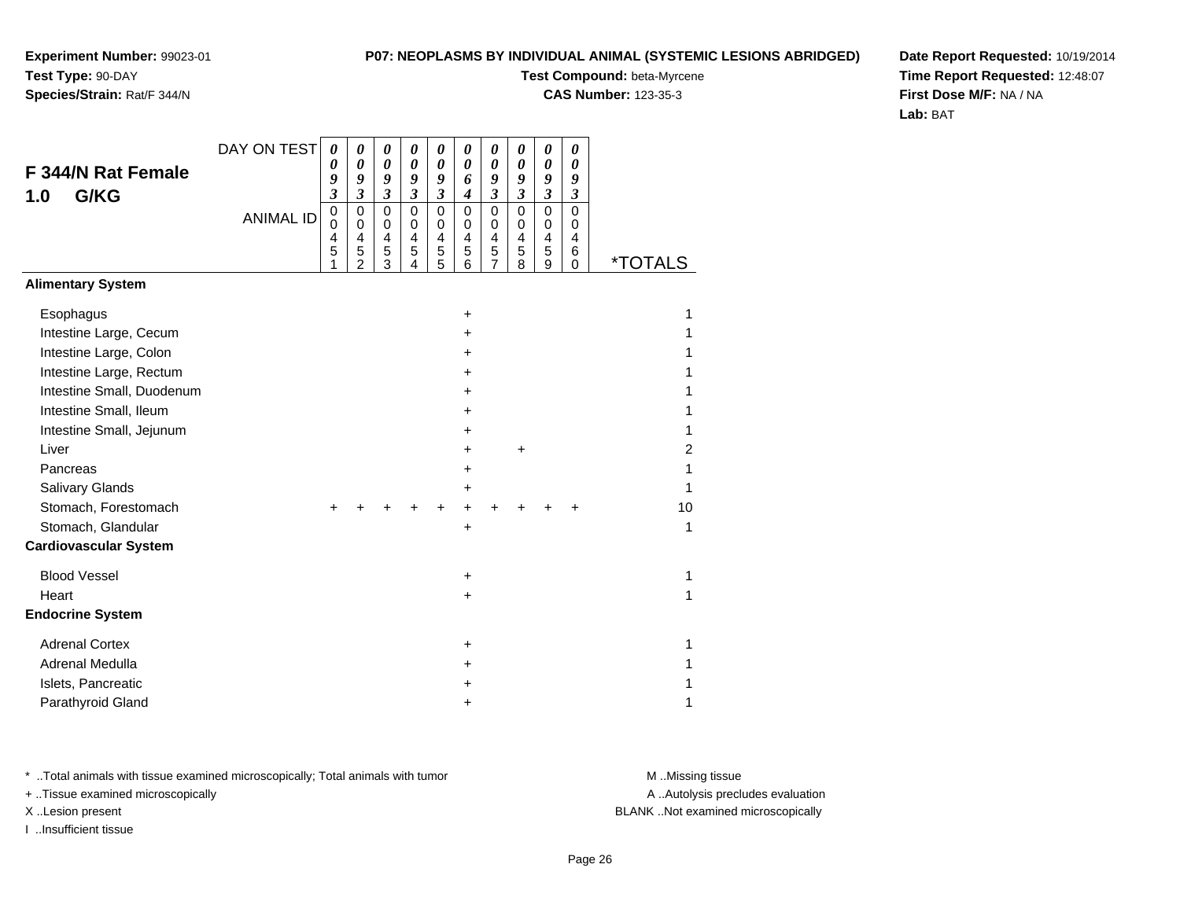**Experiment Number:** 99023-01
**Test Type:** 90-DAY
**Species/Strain:** Rat/F 344/N

**P07: NEOPLASMS BY INDIVIDUAL ANIMAL (SYSTEMIC LESIONS ABRIDGED)**
**Test Compound:** beta-Myrcene
**CAS Number:** 123-35-3

**Date Report Requested:** 10/19/2014
**Time Report Requested:** 12:48:07
**First Dose M/F:** NA / NA
**Lab:** BAT

## F 344/N Rat Female 1.0 G/KG

| DAY ON TEST | 0093 | 0093 | 0093 | 0093 | 0093 | 0064 | 0093 | 0093 | 0093 | 0093 | |
|---|---|---|---|---|---|---|---|---|---|---|---|
| ANIMAL ID | 00451 | 00452 | 00453 | 00454 | 00455 | 00456 | 00457 | 00458 | 00459 | 00460 | *TOTALS |
| **Alimentary System** | | | | | | | | | | | |
| Esophagus | | | | | | + | | | | | 1 |
| Intestine Large, Cecum | | | | | | + | | | | | 1 |
| Intestine Large, Colon | | | | | | + | | | | | 1 |
| Intestine Large, Rectum | | | | | | + | | | | | 1 |
| Intestine Small, Duodenum | | | | | | + | | | | | 1 |
| Intestine Small, Ileum | | | | | | + | | | | | 1 |
| Intestine Small, Jejunum | | | | | | + | | | | | 1 |
| Liver | | | | | | + | | + | | | 2 |
| Pancreas | | | | | | + | | | | | 1 |
| Salivary Glands | | | | | | + | | | | | 1 |
| Stomach, Forestomach | + | + | + | + | + | + | + | + | + | + | 10 |
| Stomach, Glandular | | | | | | + | | | | | 1 |
| **Cardiovascular System** | | | | | | | | | | | |
| Blood Vessel | | | | | | + | | | | | 1 |
| Heart | | | | | | + | | | | | 1 |
| **Endocrine System** | | | | | | | | | | | |
| Adrenal Cortex | | | | | | + | | | | | 1 |
| Adrenal Medulla | | | | | | + | | | | | 1 |
| Islets, Pancreatic | | | | | | + | | | | | 1 |
| Parathyroid Gland | | | | | | + | | | | | 1 |

* ..Total animals with tissue examined microscopically; Total animals with tumor
+ ..Tissue examined microscopically
X ..Lesion present
I ..Insufficient tissue

M ..Missing tissue
A ..Autolysis precludes evaluation
BLANK ..Not examined microscopically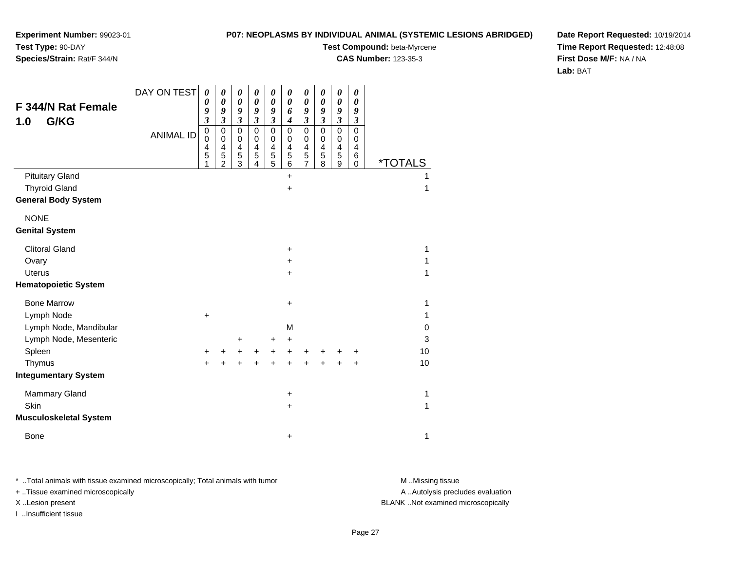**Experiment Number:** 99023-01
**Test Type:** 90-DAY
**Species/Strain:** Rat/F 344/N

**P07: NEOPLASMS BY INDIVIDUAL ANIMAL (SYSTEMIC LESIONS ABRIDGED)**
**Test Compound:** beta-Myrcene
**CAS Number:** 123-35-3

**Date Report Requested:** 10/19/2014
**Time Report Requested:** 12:48:08
**First Dose M/F:** NA / NA
**Lab:** BAT

## F 344/N Rat Female 1.0 G/KG

| DAY ON TEST | 0093 | 0093 | 0093 | 0093 | 0093 | 0064 | 0093 | 0093 | 0093 | 0093 | |
|---|---|---|---|---|---|---|---|---|---|---|---|
| ANIMAL ID | 00451 | 00452 | 00453 | 00454 | 00455 | 00456 | 00457 | 00458 | 00459 | 00460 | *TOTALS |
| Pituitary Gland | | | | | | + | | | | | 1 |
| Thyroid Gland | | | | | | + | | | | | 1 |
| **General Body System** | | | | | | | | | | | |
| NONE | | | | | | | | | | | |
| **Genital System** | | | | | | | | | | | |
| Clitoral Gland | | | | | | + | | | | | 1 |
| Ovary | | | | | | + | | | | | 1 |
| Uterus | | | | | | + | | | | | 1 |
| **Hematopoietic System** | | | | | | | | | | | |
| Bone Marrow | | | | | | + | | | | | 1 |
| Lymph Node | + | | | | | | | | | | 1 |
| Lymph Node, Mandibular | | | | | | M | | | | | 0 |
| Lymph Node, Mesenteric | | | + | | + | + | | | | | 3 |
| Spleen | + | + | + | + | + | + | + | + | + | + | 10 |
| Thymus | + | + | + | + | + | + | + | + | + | + | 10 |
| **Integumentary System** | | | | | | | | | | | |
| Mammary Gland | | | | | | + | | | | | 1 |
| Skin | | | | | | + | | | | | 1 |
| **Musculoskeletal System** | | | | | | | | | | | |
| Bone | | | | | | + | | | | | 1 |

* ..Total animals with tissue examined microscopically; Total animals with tumor
+ ..Tissue examined microscopically
X ..Lesion present
I ..Insufficient tissue

M ..Missing tissue
A ..Autolysis precludes evaluation
BLANK ..Not examined microscopically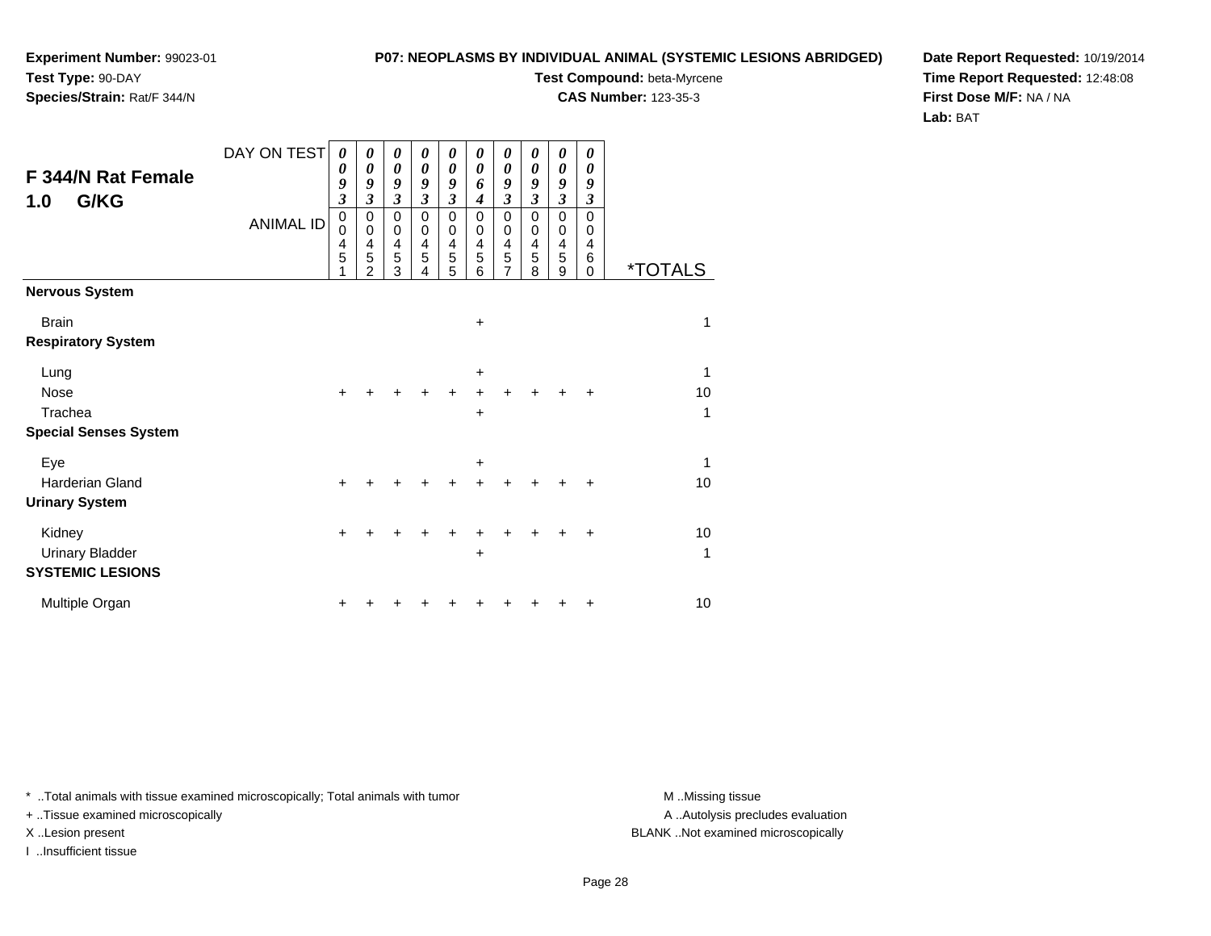**Experiment Number:** 99023-01
**Test Type:** 90-DAY
**Species/Strain:** Rat/F 344/N

**P07: NEOPLASMS BY INDIVIDUAL ANIMAL (SYSTEMIC LESIONS ABRIDGED)**
**Test Compound:** beta-Myrcene
**CAS Number:** 123-35-3

**Date Report Requested:** 10/19/2014
**Time Report Requested:** 12:48:08
**First Dose M/F:** NA / NA
**Lab:** BAT

## F 344/N Rat Female
## 1.0 G/KG

| DAY ON TEST | 0093 | 0093 | 0093 | 0093 | 0093 | 0064 | 0093 | 0093 | 0093 | 0093 | |
|---|---|---|---|---|---|---|---|---|---|---|---|
| ANIMAL ID | 00451 | 00452 | 00453 | 00454 | 00455 | 00456 | 00457 | 00458 | 00459 | 00460 | *TOTALS |
| **Nervous System** | | | | | | | | | | | |
| Brain | | | | | | + | | | | | 1 |
| **Respiratory System** | | | | | | | | | | | |
| Lung | | | | | | + | | | | | 1 |
| Nose | + | + | + | + | + | + | + | + | + | + | 10 |
| Trachea | | | | | | + | | | | | 1 |
| **Special Senses System** | | | | | | | | | | | |
| Eye | | | | | | + | | | | | 1 |
| Harderian Gland | + | + | + | + | + | + | + | + | + | + | 10 |
| **Urinary System** | | | | | | | | | | | |
| Kidney | + | + | + | + | + | + | + | + | + | + | 10 |
| Urinary Bladder | | | | | | + | | | | | 1 |
| **SYSTEMIC LESIONS** | | | | | | | | | | | |
| Multiple Organ | + | + | + | + | + | + | + | + | + | + | 10 |

* ..Total animals with tissue examined microscopically; Total animals with tumor
+ ..Tissue examined microscopically
X ..Lesion present
I ..Insufficient tissue

M ..Missing tissue
A ..Autolysis precludes evaluation
BLANK ..Not examined microscopically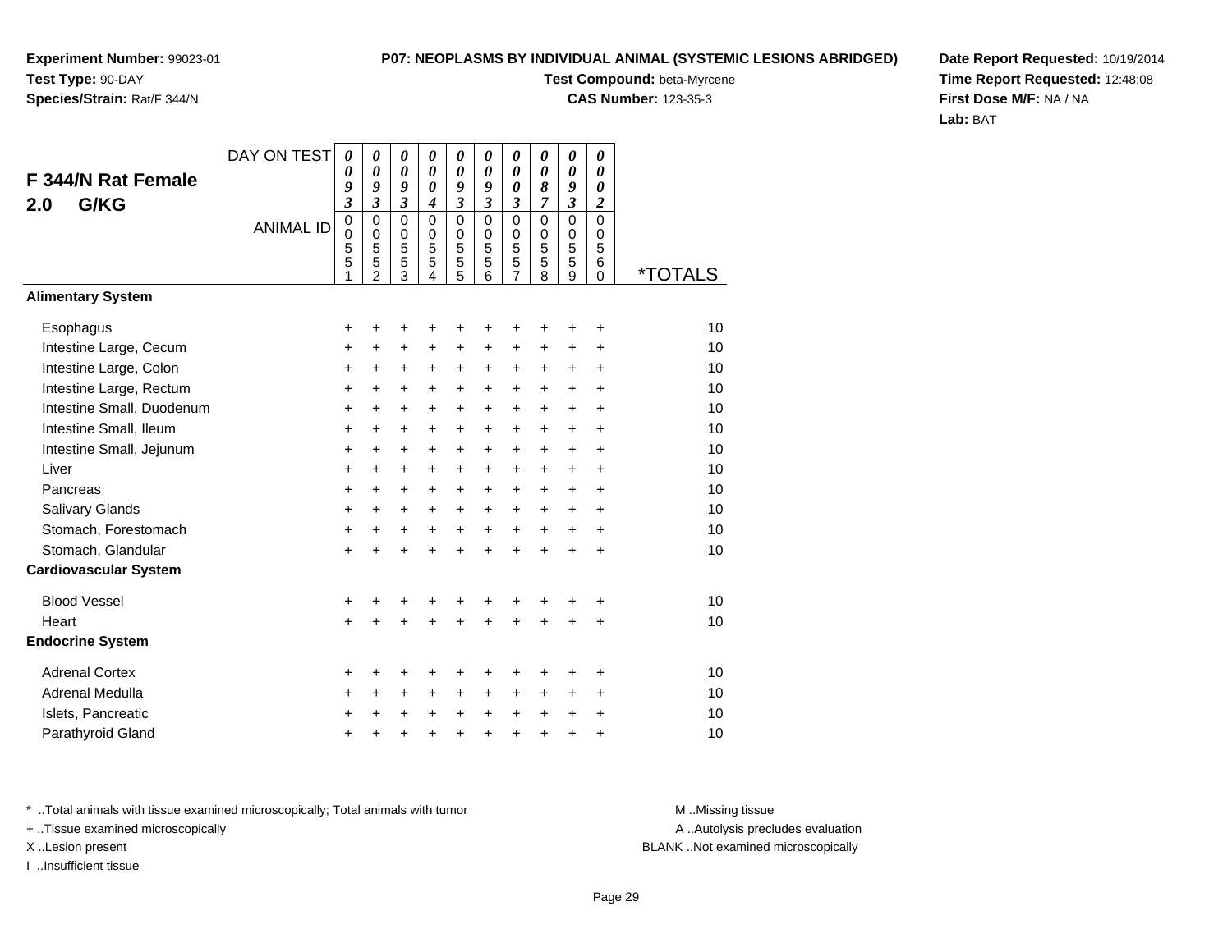**Experiment Number:** 99023-01
**Test Type:** 90-DAY
**Species/Strain:** Rat/F 344/N

**P07: NEOPLASMS BY INDIVIDUAL ANIMAL (SYSTEMIC LESIONS ABRIDGED)**
**Test Compound:** beta-Myrcene
**CAS Number:** 123-35-3

**Date Report Requested:** 10/19/2014
**Time Report Requested:** 12:48:08
**First Dose M/F:** NA / NA
**Lab:** BAT

## F 344/N Rat Female 2.0 G/KG

| DAY ON TEST | 0093 | 0093 | 0093 | 0004 | 0093 | 0093 | 0003 | 0087 | 0093 | 0002 | |
|---|---|---|---|---|---|---|---|---|---|---|---|
| ANIMAL ID | 00551 | 00552 | 00553 | 00554 | 00555 | 00556 | 00557 | 00558 | 00559 | 00560 | *TOTALS |
| **Alimentary System** | | | | | | | | | | | |
| Esophagus | + | + | + | + | + | + | + | + | + | + | 10 |
| Intestine Large, Cecum | + | + | + | + | + | + | + | + | + | + | 10 |
| Intestine Large, Colon | + | + | + | + | + | + | + | + | + | + | 10 |
| Intestine Large, Rectum | + | + | + | + | + | + | + | + | + | + | 10 |
| Intestine Small, Duodenum | + | + | + | + | + | + | + | + | + | + | 10 |
| Intestine Small, Ileum | + | + | + | + | + | + | + | + | + | + | 10 |
| Intestine Small, Jejunum | + | + | + | + | + | + | + | + | + | + | 10 |
| Liver | + | + | + | + | + | + | + | + | + | + | 10 |
| Pancreas | + | + | + | + | + | + | + | + | + | + | 10 |
| Salivary Glands | + | + | + | + | + | + | + | + | + | + | 10 |
| Stomach, Forestomach | + | + | + | + | + | + | + | + | + | + | 10 |
| Stomach, Glandular | + | + | + | + | + | + | + | + | + | + | 10 |
| **Cardiovascular System** | | | | | | | | | | | |
| Blood Vessel | + | + | + | + | + | + | + | + | + | + | 10 |
| Heart | + | + | + | + | + | + | + | + | + | + | 10 |
| **Endocrine System** | | | | | | | | | | | |
| Adrenal Cortex | + | + | + | + | + | + | + | + | + | + | 10 |
| Adrenal Medulla | + | + | + | + | + | + | + | + | + | + | 10 |
| Islets, Pancreatic | + | + | + | + | + | + | + | + | + | + | 10 |
| Parathyroid Gland | + | + | + | + | + | + | + | + | + | + | 10 |

* ..Total animals with tissue examined microscopically; Total animals with tumor
+ ..Tissue examined microscopically
X ..Lesion present
I ..Insufficient tissue

M ..Missing tissue
A ..Autolysis precludes evaluation
BLANK ..Not examined microscopically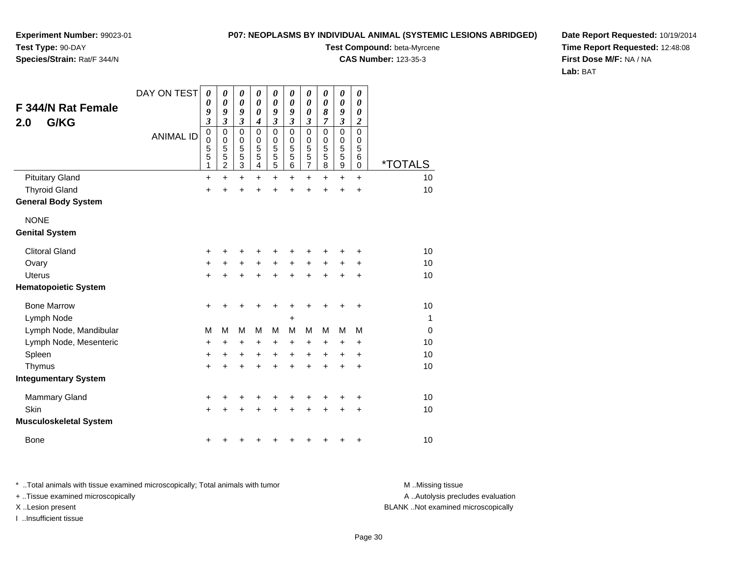**Experiment Number:** 99023-01
**Test Type:** 90-DAY
**Species/Strain:** Rat/F 344/N

**P07: NEOPLASMS BY INDIVIDUAL ANIMAL (SYSTEMIC LESIONS ABRIDGED)**
**Test Compound:** beta-Myrcene
**CAS Number:** 123-35-3

**Date Report Requested:** 10/19/2014
**Time Report Requested:** 12:48:08
**First Dose M/F:** NA / NA
**Lab:** BAT

## F 344/N Rat Female 2.0 G/KG

| DAY ON TEST | 0093 | 0093 | 0093 | 0004 | 0093 | 0093 | 0003 | 0087 | 0093 | 0002 | |
|---|---|---|---|---|---|---|---|---|---|---|---|
| **ANIMAL ID** | 00551 | 00552 | 00553 | 00554 | 00555 | 00556 | 00557 | 00558 | 00559 | 00560 | ***TOTALS** |
| Pituitary Gland | + | + | + | + | + | + | + | + | + | + | 10 |
| Thyroid Gland | + | + | + | + | + | + | + | + | + | + | 10 |
| **General Body System** | | | | | | | | | | | |
| NONE | | | | | | | | | | | |
| **Genital System** | | | | | | | | | | | |
| Clitoral Gland | + | + | + | + | + | + | + | + | + | + | 10 |
| Ovary | + | + | + | + | + | + | + | + | + | + | 10 |
| Uterus | + | + | + | + | + | + | + | + | + | + | 10 |
| **Hematopoietic System** | | | | | | | | | | | |
| Bone Marrow | + | + | + | + | + | + | + | + | + | + | 10 |
| Lymph Node | | | | | | + | | | | | 1 |
| Lymph Node, Mandibular | M | M | M | M | M | M | M | M | M | M | 0 |
| Lymph Node, Mesenteric | + | + | + | + | + | + | + | + | + | + | 10 |
| Spleen | + | + | + | + | + | + | + | + | + | + | 10 |
| Thymus | + | + | + | + | + | + | + | + | + | + | 10 |
| **Integumentary System** | | | | | | | | | | | |
| Mammary Gland | + | + | + | + | + | + | + | + | + | + | 10 |
| Skin | + | + | + | + | + | + | + | + | + | + | 10 |
| **Musculoskeletal System** | | | | | | | | | | | |
| Bone | + | + | + | + | + | + | + | + | + | + | 10 |

* ..Total animals with tissue examined microscopically; Total animals with tumor
+ ..Tissue examined microscopically
X ..Lesion present
I ..Insufficient tissue

M ..Missing tissue
A ..Autolysis precludes evaluation
BLANK ..Not examined microscopically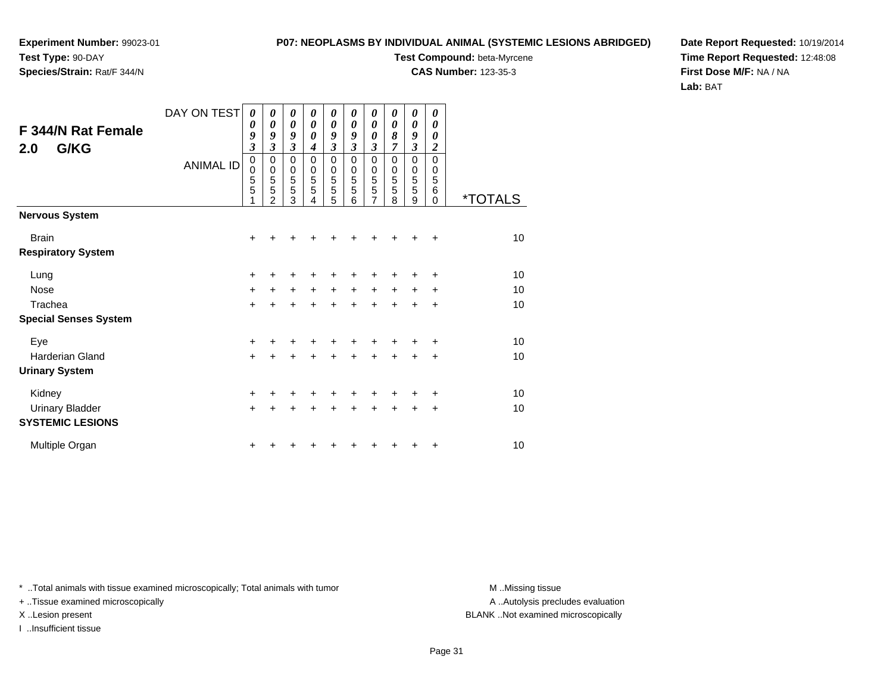**Experiment Number:** 99023-01
**Test Type:** 90-DAY
**Species/Strain:** Rat/F 344/N

**P07: NEOPLASMS BY INDIVIDUAL ANIMAL (SYSTEMIC LESIONS ABRIDGED)**
**Test Compound:** beta-Myrcene
**CAS Number:** 123-35-3

**Date Report Requested:** 10/19/2014
**Time Report Requested:** 12:48:08
**First Dose M/F:** NA / NA
**Lab:** BAT

## F 344/N Rat Female
## 2.0 G/KG

| DAY ON TEST | 0093 | 0093 | 0093 | 0004 | 0093 | 0093 | 0003 | 0087 | 0093 | 0002 | |
|---|---|---|---|---|---|---|---|---|---|---|---|
| ANIMAL ID | 00551 | 00552 | 00553 | 00554 | 00555 | 00556 | 00557 | 00558 | 00559 | 00560 | *TOTALS |
| **Nervous System** | | | | | | | | | | | |
| Brain | + | + | + | + | + | + | + | + | + | + | 10 |
| **Respiratory System** | | | | | | | | | | | |
| Lung | + | + | + | + | + | + | + | + | + | + | 10 |
| Nose | + | + | + | + | + | + | + | + | + | + | 10 |
| Trachea | + | + | + | + | + | + | + | + | + | + | 10 |
| **Special Senses System** | | | | | | | | | | | |
| Eye | + | + | + | + | + | + | + | + | + | + | 10 |
| Harderian Gland | + | + | + | + | + | + | + | + | + | + | 10 |
| **Urinary System** | | | | | | | | | | | |
| Kidney | + | + | + | + | + | + | + | + | + | + | 10 |
| Urinary Bladder | + | + | + | + | + | + | + | + | + | + | 10 |
| **SYSTEMIC LESIONS** | | | | | | | | | | | |
| Multiple Organ | + | + | + | + | + | + | + | + | + | + | 10 |

* ..Total animals with tissue examined microscopically; Total animals with tumor
+ ..Tissue examined microscopically
X ..Lesion present
I ..Insufficient tissue

M ..Missing tissue
A ..Autolysis precludes evaluation
BLANK ..Not examined microscopically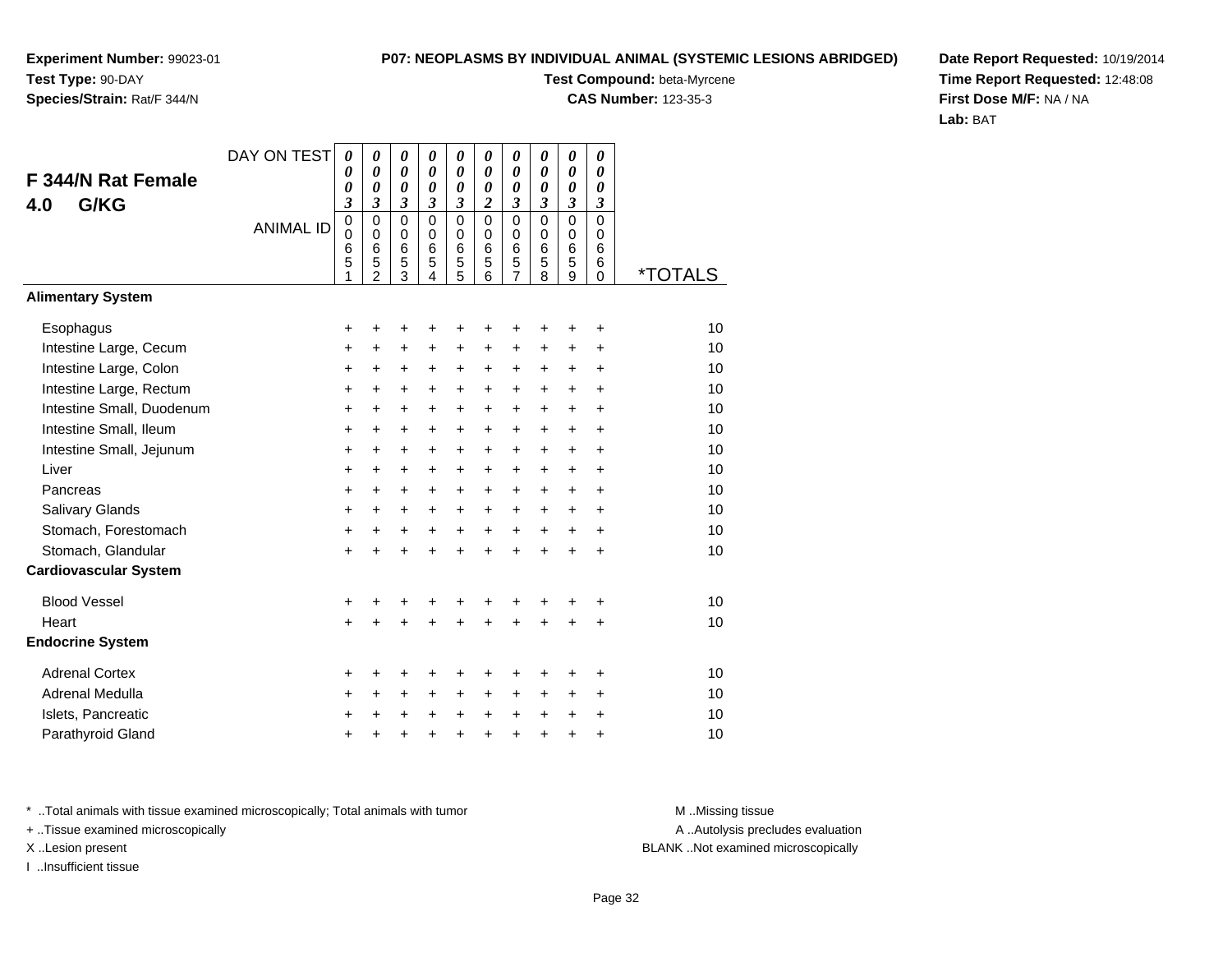**Experiment Number:** 99023-01
**Test Type:** 90-DAY
**Species/Strain:** Rat/F 344/N

**P07: NEOPLASMS BY INDIVIDUAL ANIMAL (SYSTEMIC LESIONS ABRIDGED)**
**Test Compound:** beta-Myrcene
**CAS Number:** 123-35-3

**Date Report Requested:** 10/19/2014
**Time Report Requested:** 12:48:08
**First Dose M/F:** NA / NA
**Lab:** BAT

## F 344/N Rat Female 4.0 G/KG

| DAY ON TEST | 0003 | 0003 | 0003 | 0003 | 0003 | 0002 | 0003 | 0003 | 0003 | 0003 | |
|---|---|---|---|---|---|---|---|---|---|---|---|
| ANIMAL ID | 00651 | 00652 | 00653 | 00654 | 00655 | 00656 | 00657 | 00658 | 00659 | 00660 | *TOTALS |
| **Alimentary System** | | | | | | | | | | | |
| Esophagus | + | + | + | + | + | + | + | + | + | + | 10 |
| Intestine Large, Cecum | + | + | + | + | + | + | + | + | + | + | 10 |
| Intestine Large, Colon | + | + | + | + | + | + | + | + | + | + | 10 |
| Intestine Large, Rectum | + | + | + | + | + | + | + | + | + | + | 10 |
| Intestine Small, Duodenum | + | + | + | + | + | + | + | + | + | + | 10 |
| Intestine Small, Ileum | + | + | + | + | + | + | + | + | + | + | 10 |
| Intestine Small, Jejunum | + | + | + | + | + | + | + | + | + | + | 10 |
| Liver | + | + | + | + | + | + | + | + | + | + | 10 |
| Pancreas | + | + | + | + | + | + | + | + | + | + | 10 |
| Salivary Glands | + | + | + | + | + | + | + | + | + | + | 10 |
| Stomach, Forestomach | + | + | + | + | + | + | + | + | + | + | 10 |
| Stomach, Glandular | + | + | + | + | + | + | + | + | + | + | 10 |
| **Cardiovascular System** | | | | | | | | | | | |
| Blood Vessel | + | + | + | + | + | + | + | + | + | + | 10 |
| Heart | + | + | + | + | + | + | + | + | + | + | 10 |
| **Endocrine System** | | | | | | | | | | | |
| Adrenal Cortex | + | + | + | + | + | + | + | + | + | + | 10 |
| Adrenal Medulla | + | + | + | + | + | + | + | + | + | + | 10 |
| Islets, Pancreatic | + | + | + | + | + | + | + | + | + | + | 10 |
| Parathyroid Gland | + | + | + | + | + | + | + | + | + | + | 10 |

* ..Total animals with tissue examined microscopically; Total animals with tumor
+ ..Tissue examined microscopically
X ..Lesion present
I ..Insufficient tissue

M ..Missing tissue
A ..Autolysis precludes evaluation
BLANK ..Not examined microscopically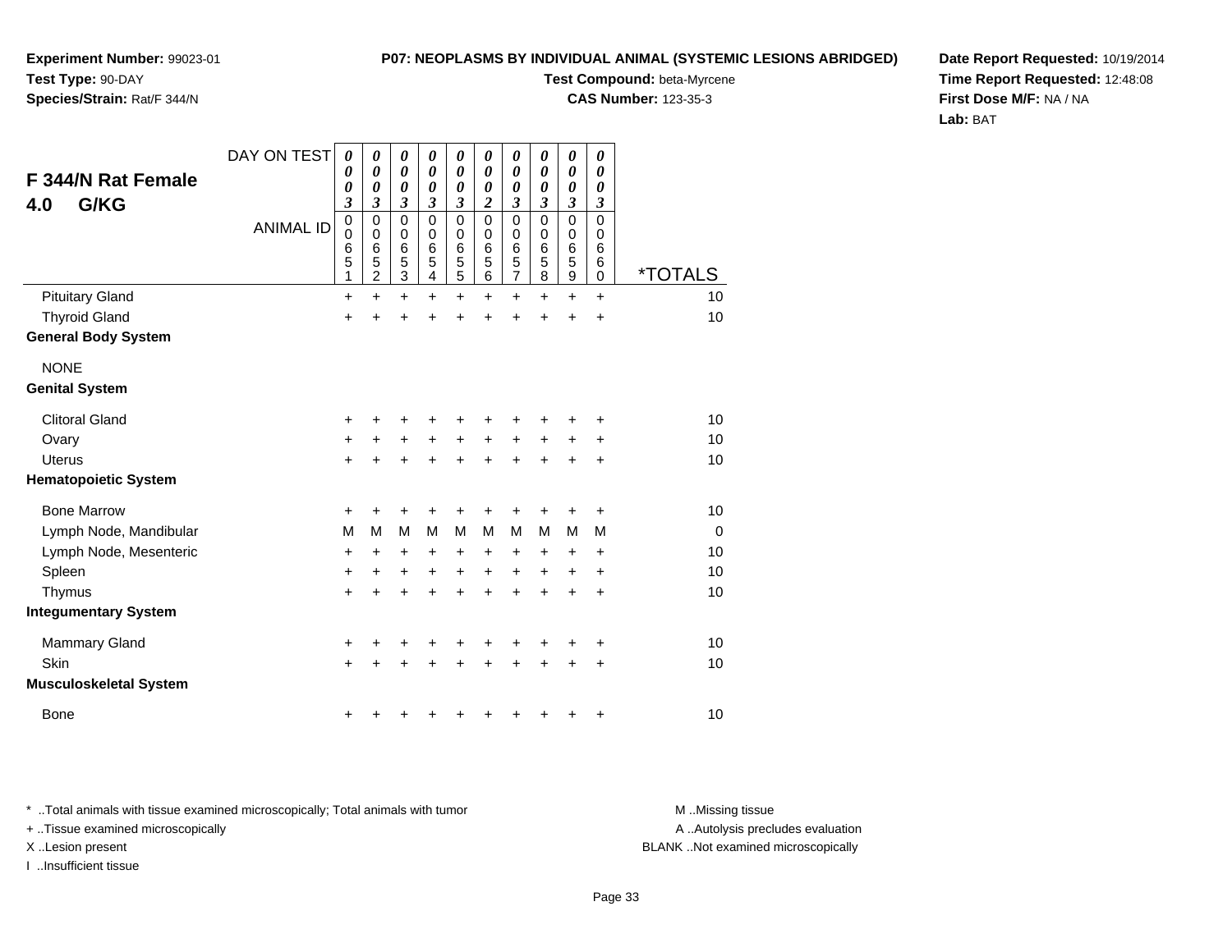**Experiment Number:** 99023-01
**Test Type:** 90-DAY
**Species/Strain:** Rat/F 344/N

**P07: NEOPLASMS BY INDIVIDUAL ANIMAL (SYSTEMIC LESIONS ABRIDGED)**
**Test Compound:** beta-Myrcene
**CAS Number:** 123-35-3

**Date Report Requested:** 10/19/2014
**Time Report Requested:** 12:48:08
**First Dose M/F:** NA / NA
**Lab:** BAT

## F 344/N Rat Female
## 4.0 G/KG

| DAY ON TEST | 0003 | 0003 | 0003 | 0003 | 0003 | 0002 | 0003 | 0003 | 0003 | 0003 | |
|---|---|---|---|---|---|---|---|---|---|---|---|
| **ANIMAL ID** | 00651 | 00652 | 00653 | 00654 | 00655 | 00656 | 00657 | 00658 | 00659 | 00660 | ***TOTALS** |
| Pituitary Gland | + | + | + | + | + | + | + | + | + | + | 10 |
| Thyroid Gland | + | + | + | + | + | + | + | + | + | + | 10 |
| **General Body System** | | | | | | | | | | | |
| NONE | | | | | | | | | | | |
| **Genital System** | | | | | | | | | | | |
| Clitoral Gland | + | + | + | + | + | + | + | + | + | + | 10 |
| Ovary | + | + | + | + | + | + | + | + | + | + | 10 |
| Uterus | + | + | + | + | + | + | + | + | + | + | 10 |
| **Hematopoietic System** | | | | | | | | | | | |
| Bone Marrow | + | + | + | + | + | + | + | + | + | + | 10 |
| Lymph Node, Mandibular | M | M | M | M | M | M | M | M | M | M | 0 |
| Lymph Node, Mesenteric | + | + | + | + | + | + | + | + | + | + | 10 |
| Spleen | + | + | + | + | + | + | + | + | + | + | 10 |
| Thymus | + | + | + | + | + | + | + | + | + | + | 10 |
| **Integumentary System** | | | | | | | | | | | |
| Mammary Gland | + | + | + | + | + | + | + | + | + | + | 10 |
| Skin | + | + | + | + | + | + | + | + | + | + | 10 |
| **Musculoskeletal System** | | | | | | | | | | | |
| Bone | + | + | + | + | + | + | + | + | + | + | 10 |

* ..Total animals with tissue examined microscopically; Total animals with tumor
+ ..Tissue examined microscopically
X ..Lesion present
I ..Insufficient tissue

M ..Missing tissue
A ..Autolysis precludes evaluation
BLANK ..Not examined microscopically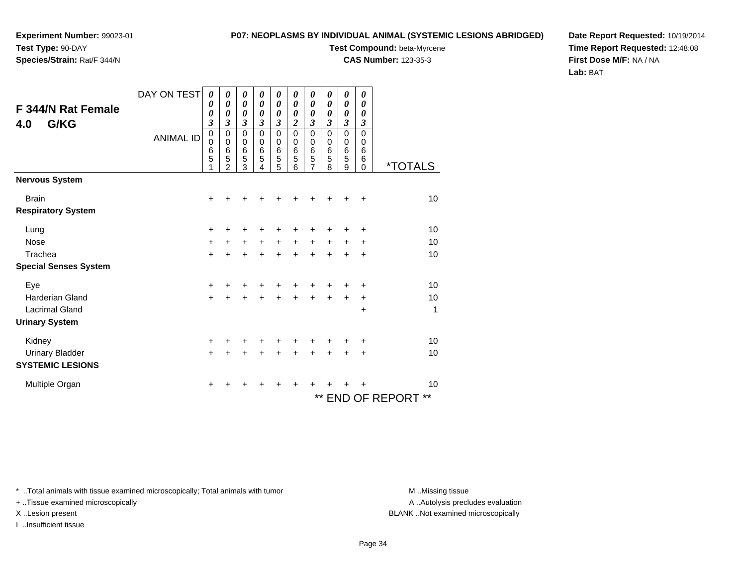**Experiment Number:** 99023-01
**Test Type:** 90-DAY
**Species/Strain:** Rat/F 344/N

**P07: NEOPLASMS BY INDIVIDUAL ANIMAL (SYSTEMIC LESIONS ABRIDGED)**
**Test Compound:** beta-Myrcene
**CAS Number:** 123-35-3

**Date Report Requested:** 10/19/2014
**Time Report Requested:** 12:48:08
**First Dose M/F:** NA / NA
**Lab:** BAT

## F 344/N Rat Female
## 4.0 G/KG

| DAY ON TEST | 0003 | 0003 | 0003 | 0003 | 0003 | 0002 | 0003 | 0003 | 0003 | 0003 | |
|---|---|---|---|---|---|---|---|---|---|---|---|
| ANIMAL ID | 00651 | 00652 | 00653 | 00654 | 00655 | 00656 | 00657 | 00658 | 00659 | 00660 | *TOTALS |
| **Nervous System** | | | | | | | | | | | |
| Brain | + | + | + | + | + | + | + | + | + | + | 10 |
| **Respiratory System** | | | | | | | | | | | |
| Lung | + | + | + | + | + | + | + | + | + | + | 10 |
| Nose | + | + | + | + | + | + | + | + | + | + | 10 |
| Trachea | + | + | + | + | + | + | + | + | + | + | 10 |
| **Special Senses System** | | | | | | | | | | | |
| Eye | + | + | + | + | + | + | + | + | + | + | 10 |
| Harderian Gland | + | + | + | + | + | + | + | + | + | + | 10 |
| Lacrimal Gland | | | | | | | | | | + | 1 |
| **Urinary System** | | | | | | | | | | | |
| Kidney | + | + | + | + | + | + | + | + | + | + | 10 |
| Urinary Bladder | + | + | + | + | + | + | + | + | + | + | 10 |
| **SYSTEMIC LESIONS** | | | | | | | | | | | |
| Multiple Organ | + | + | + | + | + | + | + | + | + | + | 10 |

** END OF REPORT **

* ..Total animals with tissue examined microscopically; Total animals with tumor
+ ..Tissue examined microscopically
X ..Lesion present
I ..Insufficient tissue

M ..Missing tissue
A ..Autolysis precludes evaluation
BLANK ..Not examined microscopically